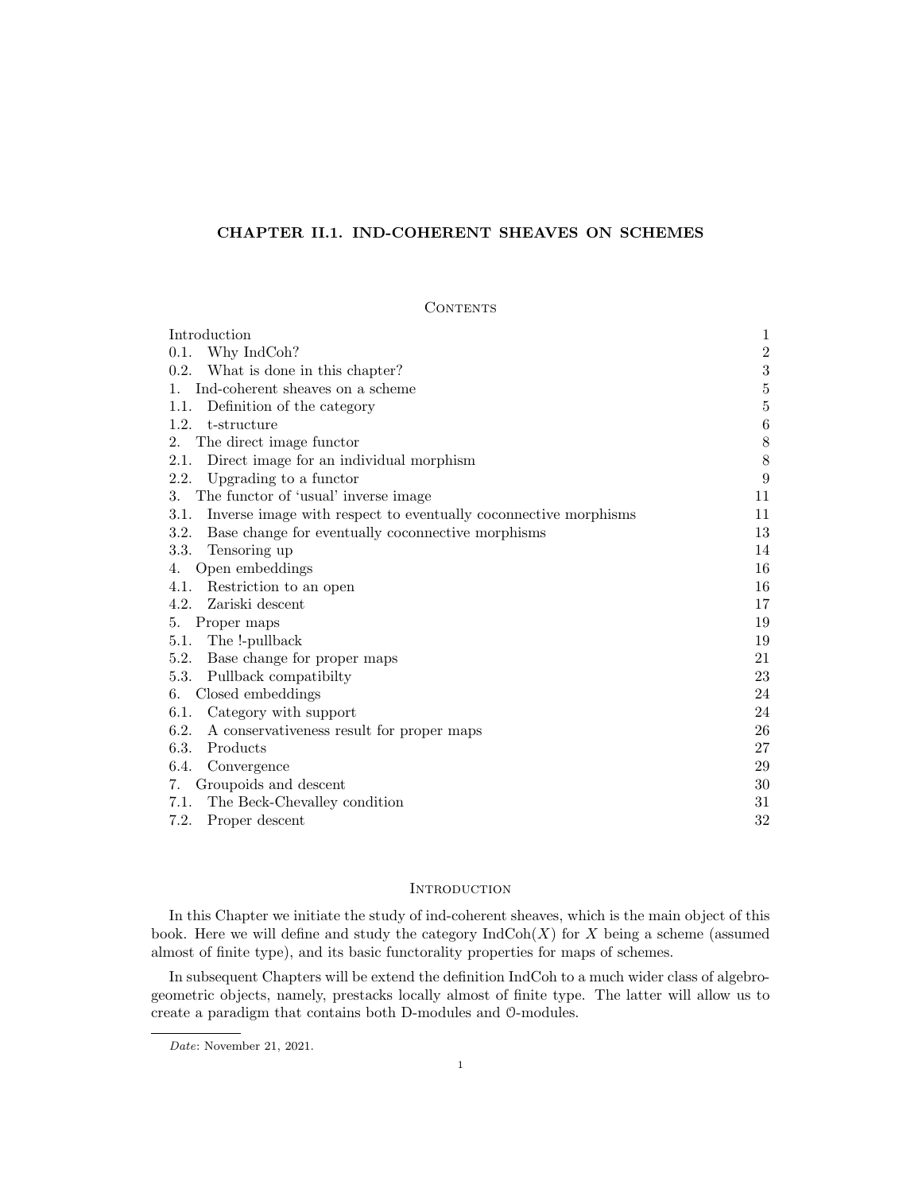# CHAPTER II.1. IND-COHERENT SHEAVES ON SCHEMES

## Contents

| | |
|---|---|
| Introduction | 1 |
| 0.1. Why IndCoh? | 2 |
| 0.2. What is done in this chapter? | 3 |
| 1. Ind-coherent sheaves on a scheme | 5 |
| 1.1. Definition of the category | 5 |
| 1.2. t-structure | 6 |
| 2. The direct image functor | 8 |
| 2.1. Direct image for an individual morphism | 8 |
| 2.2. Upgrading to a functor | 9 |
| 3. The functor of 'usual' inverse image | 11 |
| 3.1. Inverse image with respect to eventually coconnective morphisms | 11 |
| 3.2. Base change for eventually coconnective morphisms | 13 |
| 3.3. Tensoring up | 14 |
| 4. Open embeddings | 16 |
| 4.1. Restriction to an open | 16 |
| 4.2. Zariski descent | 17 |
| 5. Proper maps | 19 |
| 5.1. The !-pullback | 19 |
| 5.2. Base change for proper maps | 21 |
| 5.3. Pullback compatibilty | 23 |
| 6. Closed embeddings | 24 |
| 6.1. Category with support | 24 |
| 6.2. A conservativeness result for proper maps | 26 |
| 6.3. Products | 27 |
| 6.4. Convergence | 29 |
| 7. Groupoids and descent | 30 |
| 7.1. The Beck-Chevalley condition | 31 |
| 7.2. Proper descent | 32 |

## Introduction

In this Chapter we initiate the study of ind-coherent sheaves, which is the main object of this book. Here we will define and study the category $\text{IndCoh}(X)$ for $X$ being a scheme (assumed almost of finite type), and its basic functorality properties for maps of schemes.

In subsequent Chapters will be extend the definition IndCoh to a much wider class of algebro-geometric objects, namely, prestacks locally almost of finite type. The latter will allow us to create a paradigm that contains both D-modules and $\mathcal{O}$-modules.

*Date*: November 21, 2021.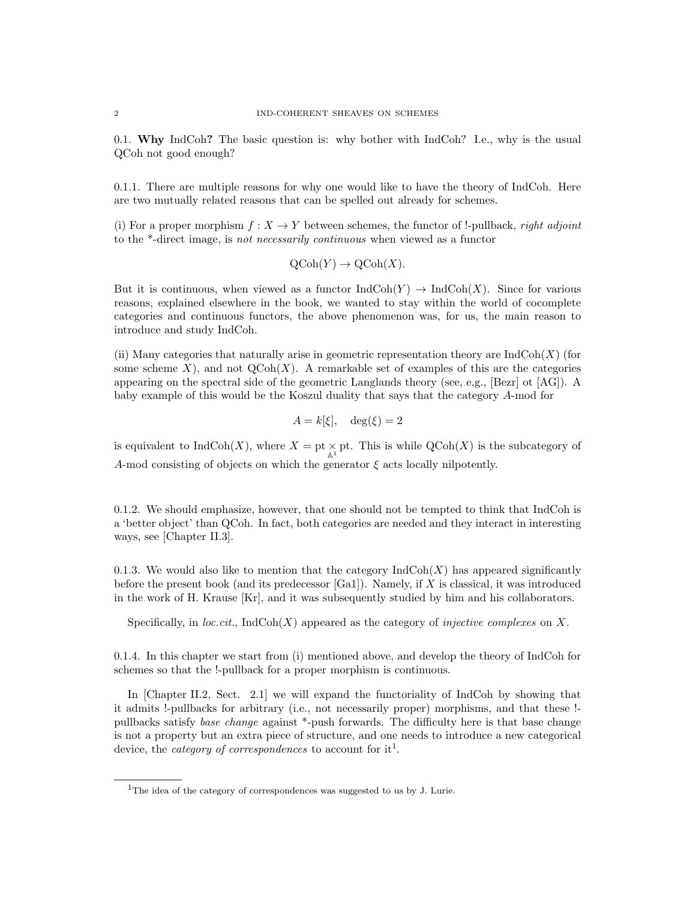## 0.1. **Why** IndCoh**?**

The basic question is: why bother with IndCoh? I.e., why is the usual QCoh not good enough?

0.1.1. There are multiple reasons for why one would like to have the theory of IndCoh. Here are two mutually related reasons that can be spelled out already for schemes.

(i) For a proper morphism $f : X \to Y$ between schemes, the functor of !-pullback, *right adjoint* to the *-direct image, is *not necessarily continuous* when viewed as a functor

$$\mathrm{QCoh}(Y) \to \mathrm{QCoh}(X).$$

But it is continuous, when viewed as a functor $\mathrm{IndCoh}(Y) \to \mathrm{IndCoh}(X)$. Since for various reasons, explained elsewhere in the book, we wanted to stay within the world of cocomplete categories and continuous functors, the above phenomenon was, for us, the main reason to introduce and study IndCoh.

(ii) Many categories that naturally arise in geometric representation theory are $\mathrm{IndCoh}(X)$ (for some scheme $X$), and not $\mathrm{QCoh}(X)$. A remarkable set of examples of this are the categories appearing on the spectral side of the geometric Langlands theory (see, e.g., [Bezr] ot [AG]). A baby example of this would be the Koszul duality that says that the category $A$-mod for

$$A = k[\xi], \quad \deg(\xi) = 2$$

is equivalent to $\mathrm{IndCoh}(X)$, where $X = \mathrm{pt} \underset{\mathbb{A}^1}{\times} \mathrm{pt}$. This is while $\mathrm{QCoh}(X)$ is the subcategory of $A$-mod consisting of objects on which the generator $\xi$ acts locally nilpotently.

0.1.2. We should emphasize, however, that one should not be tempted to think that IndCoh is a 'better object' than QCoh. In fact, both categories are needed and they interact in interesting ways, see [Chapter II.3].

0.1.3. We would also like to mention that the category $\mathrm{IndCoh}(X)$ has appeared significantly before the present book (and its predecessor [Ga1]). Namely, if $X$ is classical, it was introduced in the work of H. Krause [Kr], and it was subsequently studied by him and his collaborators.

Specifically, in *loc.cit.*, $\mathrm{IndCoh}(X)$ appeared as the category of *injective complexes* on $X$.

0.1.4. In this chapter we start from (i) mentioned above, and develop the theory of IndCoh for schemes so that the !-pullback for a proper morphism is continuous.

In [Chapter II.2, Sect. 2.1] we will expand the functoriality of IndCoh by showing that it admits !-pullbacks for arbitrary (i.e., not necessarily proper) morphisms, and that these !-pullbacks satisfy *base change* against *-push forwards. The difficulty here is that base change is not a property but an extra piece of structure, and one needs to introduce a new categorical device, the *category of correspondences* to account for it[1].

[1] The idea of the category of correspondences was suggested to us by J. Lurie.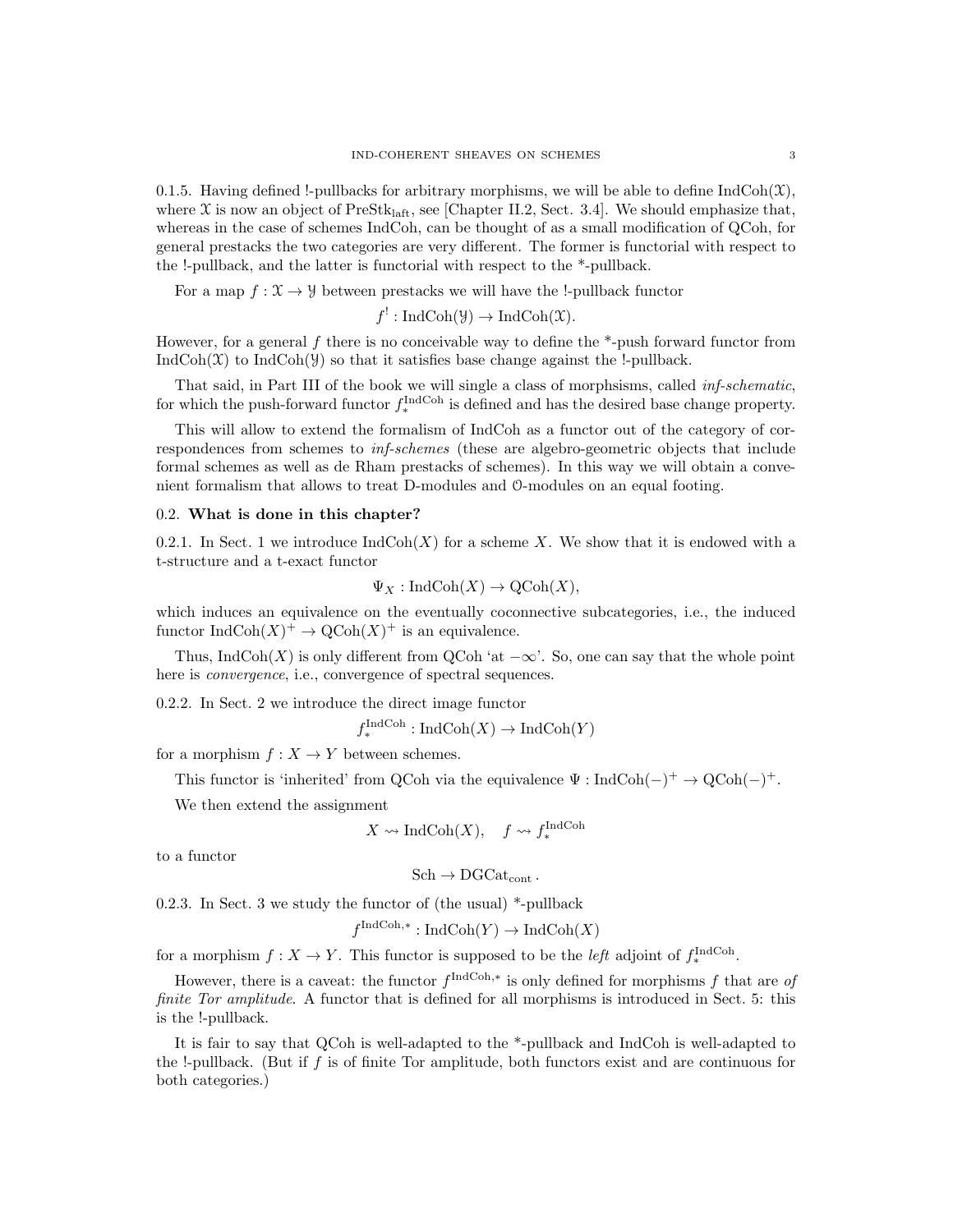0.1.5. Having defined !-pullbacks for arbitrary morphisms, we will be able to define $\mathrm{IndCoh}(\mathcal{X})$, where $\mathcal{X}$ is now an object of $\mathrm{PreStk}_{\mathrm{laft}}$, see [Chapter II.2, Sect. 3.4]. We should emphasize that, whereas in the case of schemes IndCoh, can be thought of as a small modification of QCoh, for general prestacks the two categories are very different. The former is functorial with respect to the !-pullback, and the latter is functorial with respect to the *-pullback.

For a map $f : \mathcal{X} \to \mathcal{Y}$ between prestacks we will have the !-pullback functor

$$f^! : \mathrm{IndCoh}(\mathcal{Y}) \to \mathrm{IndCoh}(\mathcal{X}).$$

However, for a general $f$ there is no conceivable way to define the *-push forward functor from $\mathrm{IndCoh}(\mathcal{X})$ to $\mathrm{IndCoh}(\mathcal{Y})$ so that it satisfies base change against the !-pullback.

That said, in Part III of the book we will single a class of morphsisms, called *inf-schematic*, for which the push-forward functor $f_*^{\mathrm{IndCoh}}$ is defined and has the desired base change property.

This will allow to extend the formalism of IndCoh as a functor out of the category of correspondences from schemes to *inf-schemes* (these are algebro-geometric objects that include formal schemes as well as de Rham prestacks of schemes). In this way we will obtain a convenient formalism that allows to treat D-modules and $\mathcal{O}$-modules on an equal footing.

## 0.2. What is done in this chapter?

0.2.1. In Sect. 1 we introduce $\mathrm{IndCoh}(X)$ for a scheme $X$. We show that it is endowed with a t-structure and a t-exact functor

$$\Psi_X : \mathrm{IndCoh}(X) \to \mathrm{QCoh}(X),$$

which induces an equivalence on the eventually coconnective subcategories, i.e., the induced functor $\mathrm{IndCoh}(X)^+ \to \mathrm{QCoh}(X)^+$ is an equivalence.

Thus, $\mathrm{IndCoh}(X)$ is only different from QCoh 'at $-\infty$'. So, one can say that the whole point here is *convergence*, i.e., convergence of spectral sequences.

0.2.2. In Sect. 2 we introduce the direct image functor

$$f_*^{\mathrm{IndCoh}} : \mathrm{IndCoh}(X) \to \mathrm{IndCoh}(Y)$$

for a morphism $f : X \to Y$ between schemes.

This functor is 'inherited' from QCoh via the equivalence $\Psi : \mathrm{IndCoh}(-)^+ \to \mathrm{QCoh}(-)^+$.

We then extend the assignment

$$X \rightsquigarrow \mathrm{IndCoh}(X), \quad f \rightsquigarrow f_*^{\mathrm{IndCoh}}$$

to a functor

$$\mathrm{Sch} \to \mathrm{DGCat}_{\mathrm{cont}}.$$

0.2.3. In Sect. 3 we study the functor of (the usual) *-pullback

$$f^{\mathrm{IndCoh},*} : \mathrm{IndCoh}(Y) \to \mathrm{IndCoh}(X)$$

for a morphism $f : X \to Y$. This functor is supposed to be the *left* adjoint of $f_*^{\mathrm{IndCoh}}$.

However, there is a caveat: the functor $f^{\mathrm{IndCoh},*}$ is only defined for morphisms $f$ that are *of finite Tor amplitude*. A functor that is defined for all morphisms is introduced in Sect. 5: this is the !-pullback.

It is fair to say that QCoh is well-adapted to the *-pullback and IndCoh is well-adapted to the !-pullback. (But if $f$ is of finite Tor amplitude, both functors exist and are continuous for both categories.)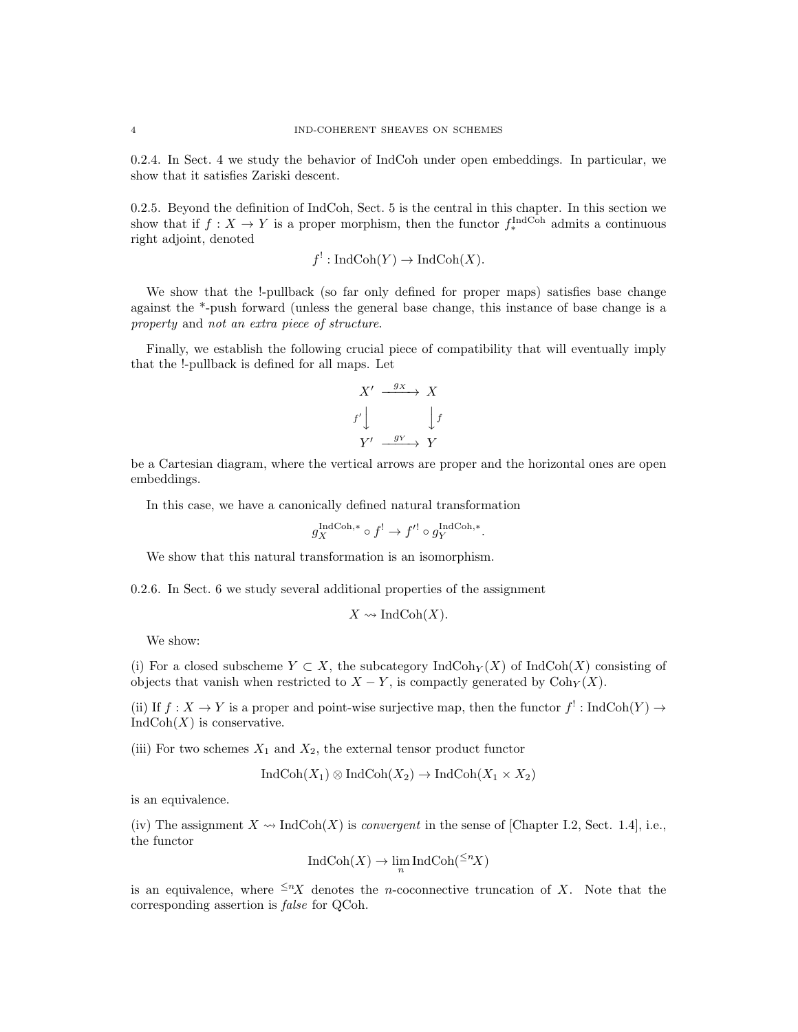0.2.4. In Sect. 4 we study the behavior of IndCoh under open embeddings. In particular, we show that it satisfies Zariski descent.

0.2.5. Beyond the definition of IndCoh, Sect. 5 is the central in this chapter. In this section we show that if $f : X \to Y$ is a proper morphism, then the functor $f_*^{\mathrm{IndCoh}}$ admits a continuous right adjoint, denoted

$$f^! : \mathrm{IndCoh}(Y) \to \mathrm{IndCoh}(X).$$

We show that the !-pullback (so far only defined for proper maps) satisfies base change against the *-push forward (unless the general base change, this instance of base change is a *property* and *not an extra piece of structure*.

Finally, we establish the following crucial piece of compatibility that will eventually imply that the !-pullback is defined for all maps. Let

$$\begin{array}{ccc} X' & \xrightarrow{g_X} & X \\ {\scriptstyle f'}\downarrow & & \downarrow{\scriptstyle f} \\ Y' & \xrightarrow{g_Y} & Y \end{array}$$

be a Cartesian diagram, where the vertical arrows are proper and the horizontal ones are open embeddings.

In this case, we have a canonically defined natural transformation

$$g_X^{\mathrm{IndCoh},*} \circ f^! \to f'^! \circ g_Y^{\mathrm{IndCoh},*}.$$

We show that this natural transformation is an isomorphism.

0.2.6. In Sect. 6 we study several additional properties of the assignment

$$X \rightsquigarrow \mathrm{IndCoh}(X).$$

We show:

(i) For a closed subscheme $Y \subset X$, the subcategory $\mathrm{IndCoh}_Y(X)$ of $\mathrm{IndCoh}(X)$ consisting of objects that vanish when restricted to $X - Y$, is compactly generated by $\mathrm{Coh}_Y(X)$.

(ii) If $f : X \to Y$ is a proper and point-wise surjective map, then the functor $f^! : \mathrm{IndCoh}(Y) \to \mathrm{IndCoh}(X)$ is conservative.

(iii) For two schemes $X_1$ and $X_2$, the external tensor product functor

$$\mathrm{IndCoh}(X_1) \otimes \mathrm{IndCoh}(X_2) \to \mathrm{IndCoh}(X_1 \times X_2)$$

is an equivalence.

(iv) The assignment $X \rightsquigarrow \mathrm{IndCoh}(X)$ is *convergent* in the sense of [Chapter I.2, Sect. 1.4], i.e., the functor

$$\mathrm{IndCoh}(X) \to \lim_n \mathrm{IndCoh}({}^{\leq n}X)$$

is an equivalence, where ${}^{\leq n}X$ denotes the $n$-coconnective truncation of $X$. Note that the corresponding assertion is *false* for QCoh.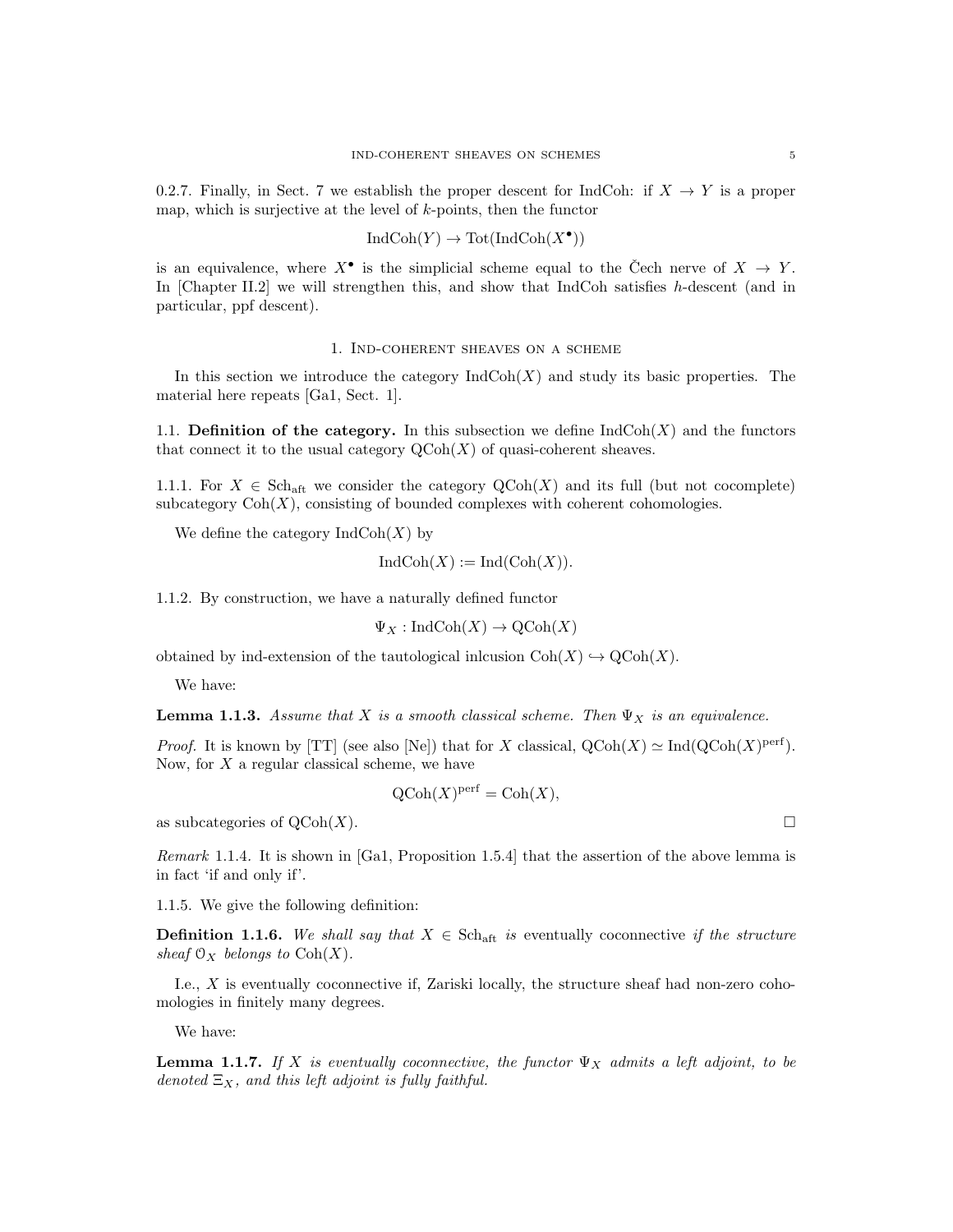0.2.7. Finally, in Sect. 7 we establish the proper descent for IndCoh: if $X \to Y$ is a proper map, which is surjective at the level of $k$-points, then the functor

$$\mathrm{IndCoh}(Y) \to \mathrm{Tot}(\mathrm{IndCoh}(X^\bullet))$$

is an equivalence, where $X^\bullet$ is the simplicial scheme equal to the Čech nerve of $X \to Y$. In [Chapter II.2] we will strengthen this, and show that IndCoh satisfies $h$-descent (and in particular, ppf descent).

# 1. Ind-coherent sheaves on a scheme

In this section we introduce the category $\mathrm{IndCoh}(X)$ and study its basic properties. The material here repeats [Ga1, Sect. 1].

## 1.1. Definition of the category.

In this subsection we define $\mathrm{IndCoh}(X)$ and the functors that connect it to the usual category $\mathrm{QCoh}(X)$ of quasi-coherent sheaves.

1.1.1. For $X \in \mathrm{Sch}_{\mathrm{aft}}$ we consider the category $\mathrm{QCoh}(X)$ and its full (but not cocomplete) subcategory $\mathrm{Coh}(X)$, consisting of bounded complexes with coherent cohomologies.

We define the category $\mathrm{IndCoh}(X)$ by

$$\mathrm{IndCoh}(X) := \mathrm{Ind}(\mathrm{Coh}(X)).$$

1.1.2. By construction, we have a naturally defined functor

$$\Psi_X : \mathrm{IndCoh}(X) \to \mathrm{QCoh}(X)$$

obtained by ind-extension of the tautological inlcusion $\mathrm{Coh}(X) \hookrightarrow \mathrm{QCoh}(X)$.

We have:

**Lemma 1.1.3.** *Assume that $X$ is a smooth classical scheme. Then $\Psi_X$ is an equivalence.*

*Proof.* It is known by [TT] (see also [Ne]) that for $X$ classical, $\mathrm{QCoh}(X) \simeq \mathrm{Ind}(\mathrm{QCoh}(X)^{\mathrm{perf}})$. Now, for $X$ a regular classical scheme, we have

$$\mathrm{QCoh}(X)^{\mathrm{perf}} = \mathrm{Coh}(X),$$

as subcategories of $\mathrm{QCoh}(X)$. □

*Remark* 1.1.4. It is shown in [Ga1, Proposition 1.5.4] that the assertion of the above lemma is in fact 'if and only if'.

1.1.5. We give the following definition:

**Definition 1.1.6.** *We shall say that $X \in \mathrm{Sch}_{\mathrm{aft}}$ is* eventually coconnective *if the structure sheaf $\mathcal{O}_X$ belongs to $\mathrm{Coh}(X)$.*

I.e., $X$ is eventually coconnective if, Zariski locally, the structure sheaf had non-zero cohomologies in finitely many degrees.

We have:

**Lemma 1.1.7.** *If $X$ is eventually coconnective, the functor $\Psi_X$ admits a left adjoint, to be denoted $\Xi_X$, and this left adjoint is fully faithful.*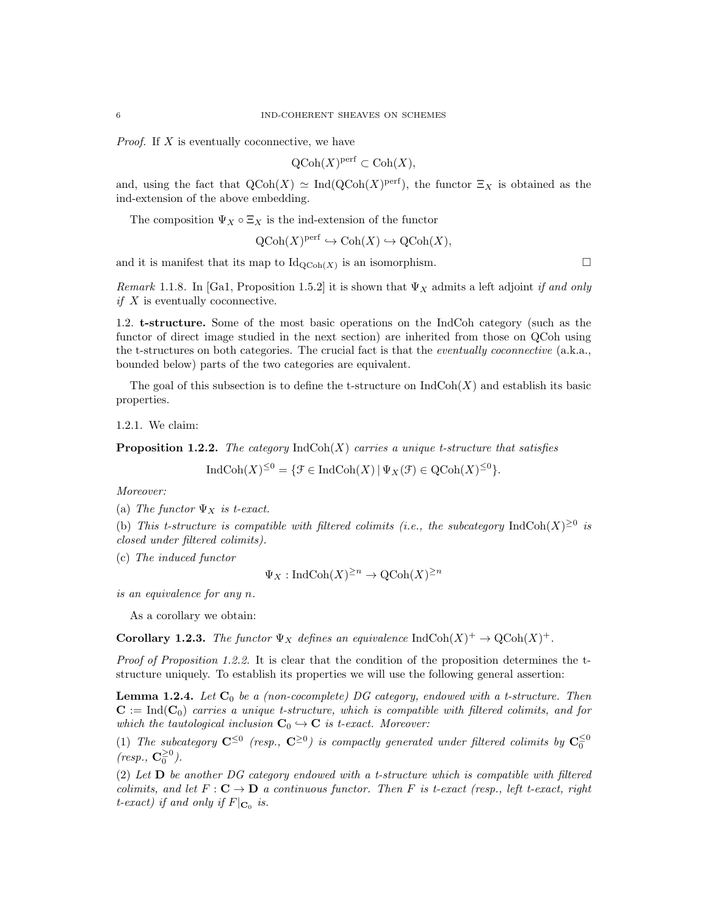*Proof.* If $X$ is eventually coconnective, we have

$$\mathrm{QCoh}(X)^{\mathrm{perf}} \subset \mathrm{Coh}(X),$$

and, using the fact that $\mathrm{QCoh}(X) \simeq \mathrm{Ind}(\mathrm{QCoh}(X)^{\mathrm{perf}})$, the functor $\Xi_X$ is obtained as the ind-extension of the above embedding.

The composition $\Psi_X \circ \Xi_X$ is the ind-extension of the functor

$$\mathrm{QCoh}(X)^{\mathrm{perf}} \hookrightarrow \mathrm{Coh}(X) \hookrightarrow \mathrm{QCoh}(X),$$

and it is manifest that its map to $\mathrm{Id}_{\mathrm{QCoh}(X)}$ is an isomorphism. $\square$

*Remark* 1.1.8. In [Ga1, Proposition 1.5.2] it is shown that $\Psi_X$ admits a left adjoint *if and only if* $X$ is eventually coconnective.

1.2. **t-structure.** Some of the most basic operations on the IndCoh category (such as the functor of direct image studied in the next section) are inherited from those on QCoh using the t-structures on both categories. The crucial fact is that the *eventually coconnective* (a.k.a., bounded below) parts of the two categories are equivalent.

The goal of this subsection is to define the t-structure on $\mathrm{IndCoh}(X)$ and establish its basic properties.

1.2.1. We claim:

**Proposition 1.2.2.** *The category* $\mathrm{IndCoh}(X)$ *carries a unique t-structure that satisfies*

$$\mathrm{IndCoh}(X)^{\leq 0} = \{\mathcal{F} \in \mathrm{IndCoh}(X) \,|\, \Psi_X(\mathcal{F}) \in \mathrm{QCoh}(X)^{\leq 0}\}.$$

*Moreover:*

(a) *The functor* $\Psi_X$ *is t-exact.*

(b) *This t-structure is compatible with filtered colimits (i.e., the subcategory* $\mathrm{IndCoh}(X)^{\geq 0}$ *is closed under filtered colimits).*

(c) *The induced functor*

$$\Psi_X : \mathrm{IndCoh}(X)^{\geq n} \to \mathrm{QCoh}(X)^{\geq n}$$

*is an equivalence for any* $n$.

As a corollary we obtain:

**Corollary 1.2.3.** *The functor* $\Psi_X$ *defines an equivalence* $\mathrm{IndCoh}(X)^+ \to \mathrm{QCoh}(X)^+$.

*Proof of Proposition 1.2.2.* It is clear that the condition of the proposition determines the t-structure uniquely. To establish its properties we will use the following general assertion:

**Lemma 1.2.4.** *Let* $\mathbf{C}_0$ *be a (non-cocomplete) DG category, endowed with a t-structure. Then* $\mathbf{C} := \mathrm{Ind}(\mathbf{C}_0)$ *carries a unique t-structure, which is compatible with filtered colimits, and for which the tautological inclusion* $\mathbf{C}_0 \hookrightarrow \mathbf{C}$ *is t-exact. Moreover:*

(1) *The subcategory* $\mathbf{C}^{\leq 0}$ *(resp.,* $\mathbf{C}^{\geq 0}$*) is compactly generated under filtered colimits by* $\mathbf{C}_0^{\leq 0}$ *(resp.,* $\mathbf{C}_0^{\geq 0}$*).*

(2) *Let* $\mathbf{D}$ *be another DG category endowed with a t-structure which is compatible with filtered colimits, and let* $F : \mathbf{C} \to \mathbf{D}$ *a continuous functor. Then* $F$ *is t-exact (resp., left t-exact, right t-exact) if and only if* $F|_{\mathbf{C}_0}$ *is.*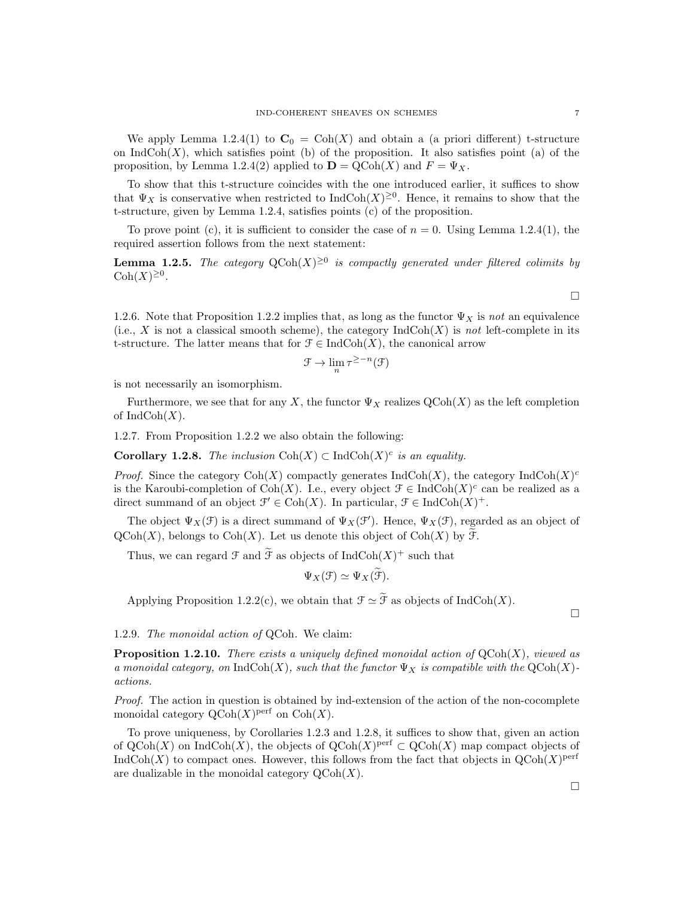We apply Lemma 1.2.4(1) to $\mathbf{C}_0 = \mathrm{Coh}(X)$ and obtain a (a priori different) t-structure on $\mathrm{IndCoh}(X)$, which satisfies point (b) of the proposition. It also satisfies point (a) of the proposition, by Lemma 1.2.4(2) applied to $\mathbf{D} = \mathrm{QCoh}(X)$ and $F = \Psi_X$.

To show that this t-structure coincides with the one introduced earlier, it suffices to show that $\Psi_X$ is conservative when restricted to $\mathrm{IndCoh}(X)^{\geq 0}$. Hence, it remains to show that the t-structure, given by Lemma 1.2.4, satisfies points (c) of the proposition.

To prove point (c), it is sufficient to consider the case of $n = 0$. Using Lemma 1.2.4(1), the required assertion follows from the next statement:

**Lemma 1.2.5.** *The category $\mathrm{QCoh}(X)^{\geq 0}$ is compactly generated under filtered colimits by $\mathrm{Coh}(X)^{\geq 0}$.*

□

1.2.6. Note that Proposition 1.2.2 implies that, as long as the functor $\Psi_X$ is *not* an equivalence (i.e., $X$ is not a classical smooth scheme), the category $\mathrm{IndCoh}(X)$ is *not* left-complete in its t-structure. The latter means that for $\mathcal{F} \in \mathrm{IndCoh}(X)$, the canonical arrow

$$\mathcal{F} \to \lim_{n} \tau^{\geq -n}(\mathcal{F})$$

is not necessarily an isomorphism.

Furthermore, we see that for any $X$, the functor $\Psi_X$ realizes $\mathrm{QCoh}(X)$ as the left completion of $\mathrm{IndCoh}(X)$.

1.2.7. From Proposition 1.2.2 we also obtain the following:

**Corollary 1.2.8.** *The inclusion $\mathrm{Coh}(X) \subset \mathrm{IndCoh}(X)^c$ is an equality.*

*Proof.* Since the category $\mathrm{Coh}(X)$ compactly generates $\mathrm{IndCoh}(X)$, the category $\mathrm{IndCoh}(X)^c$ is the Karoubi-completion of $\mathrm{Coh}(X)$. I.e., every object $\mathcal{F} \in \mathrm{IndCoh}(X)^c$ can be realized as a direct summand of an object $\mathcal{F}' \in \mathrm{Coh}(X)$. In particular, $\mathcal{F} \in \mathrm{IndCoh}(X)^+$.

The object $\Psi_X(\mathcal{F})$ is a direct summand of $\Psi_X(\mathcal{F}')$. Hence, $\Psi_X(\mathcal{F})$, regarded as an object of $\mathrm{QCoh}(X)$, belongs to $\mathrm{Coh}(X)$. Let us denote this object of $\mathrm{Coh}(X)$ by $\widetilde{\mathcal{F}}$.

Thus, we can regard $\mathcal{F}$ and $\widetilde{\mathcal{F}}$ as objects of $\mathrm{IndCoh}(X)^+$ such that

$$\Psi_X(\mathcal{F}) \simeq \Psi_X(\widetilde{\mathcal{F}}).$$

Applying Proposition 1.2.2(c), we obtain that $\mathcal{F} \simeq \widetilde{\mathcal{F}}$ as objects of $\mathrm{IndCoh}(X)$.

□

1.2.9. *The monoidal action of* QCoh. We claim:

**Proposition 1.2.10.** *There exists a uniquely defined monoidal action of $\mathrm{QCoh}(X)$, viewed as a monoidal category, on $\mathrm{IndCoh}(X)$, such that the functor $\Psi_X$ is compatible with the $\mathrm{QCoh}(X)$-actions.*

*Proof.* The action in question is obtained by ind-extension of the action of the non-cocomplete monoidal category $\mathrm{QCoh}(X)^{\mathrm{perf}}$ on $\mathrm{Coh}(X)$.

To prove uniqueness, by Corollaries 1.2.3 and 1.2.8, it suffices to show that, given an action of $\mathrm{QCoh}(X)$ on $\mathrm{IndCoh}(X)$, the objects of $\mathrm{QCoh}(X)^{\mathrm{perf}} \subset \mathrm{QCoh}(X)$ map compact objects of $\mathrm{IndCoh}(X)$ to compact ones. However, this follows from the fact that objects in $\mathrm{QCoh}(X)^{\mathrm{perf}}$ are dualizable in the monoidal category $\mathrm{QCoh}(X)$.

□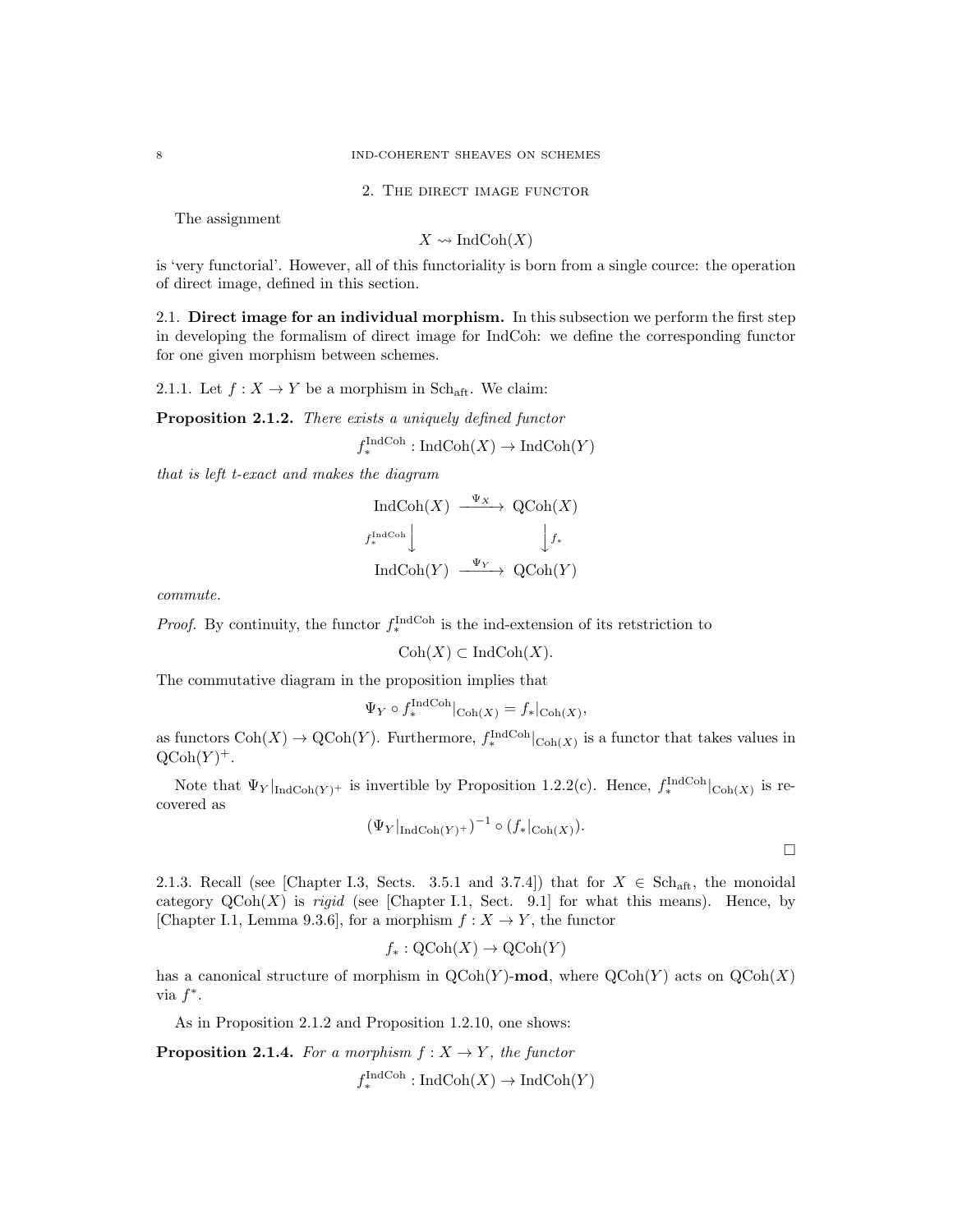## 2. The direct image functor

The assignment

$$X \rightsquigarrow \mathrm{IndCoh}(X)$$

is 'very functorial'. However, all of this functoriality is born from a single cource: the operation of direct image, defined in this section.

### 2.1. Direct image for an individual morphism.

In this subsection we perform the first step in developing the formalism of direct image for IndCoh: we define the corresponding functor for one given morphism between schemes.

2.1.1. Let $f : X \to Y$ be a morphism in $\mathrm{Sch}_{\mathrm{aft}}$. We claim:

**Proposition 2.1.2.** *There exists a uniquely defined functor*

$$f_*^{\mathrm{IndCoh}} : \mathrm{IndCoh}(X) \to \mathrm{IndCoh}(Y)$$

*that is left t-exact and makes the diagram*

$$\begin{array}{ccc} \mathrm{IndCoh}(X) & \xrightarrow{\Psi_X} & \mathrm{QCoh}(X) \\ {\scriptstyle f_*^{\mathrm{IndCoh}}}\downarrow & & \downarrow{\scriptstyle f_*} \\ \mathrm{IndCoh}(Y) & \xrightarrow{\Psi_Y} & \mathrm{QCoh}(Y) \end{array}$$

*commute.*

*Proof.* By continuity, the functor $f_*^{\mathrm{IndCoh}}$ is the ind-extension of its retstriction to

$$\mathrm{Coh}(X) \subset \mathrm{IndCoh}(X).$$

The commutative diagram in the proposition implies that

$$\Psi_Y \circ f_*^{\mathrm{IndCoh}}|_{\mathrm{Coh}(X)} = f_*|_{\mathrm{Coh}(X)},$$

as functors $\mathrm{Coh}(X) \to \mathrm{QCoh}(Y)$. Furthermore, $f_*^{\mathrm{IndCoh}}|_{\mathrm{Coh}(X)}$ is a functor that takes values in $\mathrm{QCoh}(Y)^+$.

Note that $\Psi_Y|_{\mathrm{IndCoh}(Y)^+}$ is invertible by Proposition 1.2.2(c). Hence, $f_*^{\mathrm{IndCoh}}|_{\mathrm{Coh}(X)}$ is recovered as

$$(\Psi_Y|_{\mathrm{IndCoh}(Y)^+})^{-1} \circ (f_*|_{\mathrm{Coh}(X)}).$$

□

2.1.3. Recall (see [Chapter I.3, Sects. 3.5.1 and 3.7.4]) that for $X \in \mathrm{Sch}_{\mathrm{aft}}$, the monoidal category $\mathrm{QCoh}(X)$ is *rigid* (see [Chapter I.1, Sect. 9.1] for what this means). Hence, by [Chapter I.1, Lemma 9.3.6], for a morphism $f : X \to Y$, the functor

$$f_* : \mathrm{QCoh}(X) \to \mathrm{QCoh}(Y)$$

has a canonical structure of morphism in $\mathrm{QCoh}(Y)$-**mod**, where $\mathrm{QCoh}(Y)$ acts on $\mathrm{QCoh}(X)$ via $f^*$.

As in Proposition 2.1.2 and Proposition 1.2.10, one shows:

**Proposition 2.1.4.** *For a morphism $f : X \to Y$, the functor*

$$f_*^{\mathrm{IndCoh}} : \mathrm{IndCoh}(X) \to \mathrm{IndCoh}(Y)$$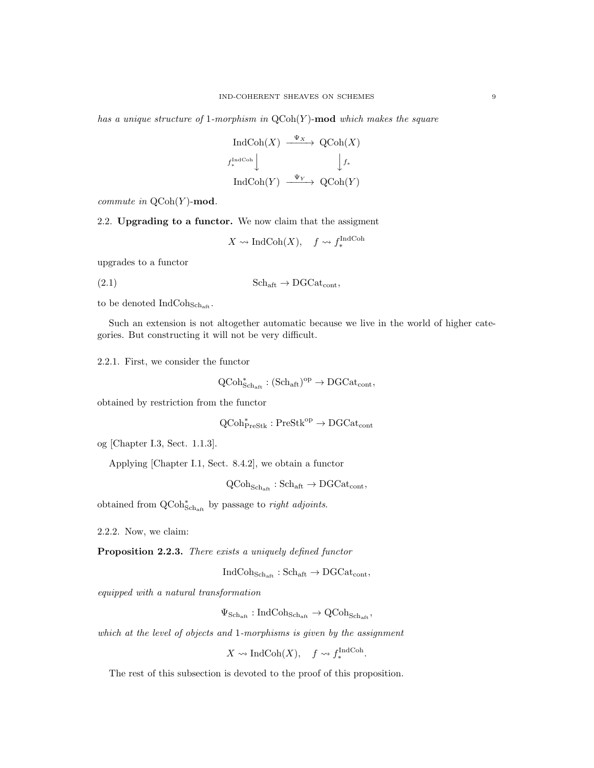*has a unique structure of* 1*-morphism in* $\text{QCoh}(Y)$-**mod** *which makes the square*

$$\begin{array}{ccc} \text{IndCoh}(X) & \xrightarrow{\Psi_X} & \text{QCoh}(X) \\ {\scriptstyle f_*^{\text{IndCoh}}}\downarrow & & \downarrow{\scriptstyle f_*} \\ \text{IndCoh}(Y) & \xrightarrow{\Psi_Y} & \text{QCoh}(Y) \end{array}$$

*commute in* $\text{QCoh}(Y)$-**mod**.

2.2. **Upgrading to a functor.** We now claim that the assigment

$$X \rightsquigarrow \text{IndCoh}(X), \quad f \rightsquigarrow f_*^{\text{IndCoh}}$$

upgrades to a functor

$$\text{Sch}_{\text{aft}} \to \text{DGCat}_{\text{cont}}, \tag{2.1}$$

to be denoted $\text{IndCoh}_{\text{Sch}_{\text{aft}}}$.

Such an extension is not altogether automatic because we live in the world of higher categories. But constructing it will not be very difficult.

2.2.1. First, we consider the functor

$$\text{QCoh}^*_{\text{Sch}_{\text{aft}}} : (\text{Sch}_{\text{aft}})^{\text{op}} \to \text{DGCat}_{\text{cont}},$$

obtained by restriction from the functor

$$\text{QCoh}^*_{\text{PreStk}} : \text{PreStk}^{\text{op}} \to \text{DGCat}_{\text{cont}}$$

og [Chapter I.3, Sect. 1.1.3].

Applying [Chapter I.1, Sect. 8.4.2], we obtain a functor

$$\text{QCoh}_{\text{Sch}_{\text{aft}}} : \text{Sch}_{\text{aft}} \to \text{DGCat}_{\text{cont}},$$

obtained from $\text{QCoh}^*_{\text{Sch}_{\text{aft}}}$ by passage to *right adjoints*.

2.2.2. Now, we claim:

**Proposition 2.2.3.** *There exists a uniquely defined functor*

$$\text{IndCoh}_{\text{Sch}_{\text{aft}}} : \text{Sch}_{\text{aft}} \to \text{DGCat}_{\text{cont}},$$

*equipped with a natural transformation*

$$\Psi_{\text{Sch}_{\text{aft}}} : \text{IndCoh}_{\text{Sch}_{\text{aft}}} \to \text{QCoh}_{\text{Sch}_{\text{aft}}},$$

*which at the level of objects and* 1*-morphisms is given by the assignment*

$$X \rightsquigarrow \text{IndCoh}(X), \quad f \rightsquigarrow f_*^{\text{IndCoh}}.$$

The rest of this subsection is devoted to the proof of this proposition.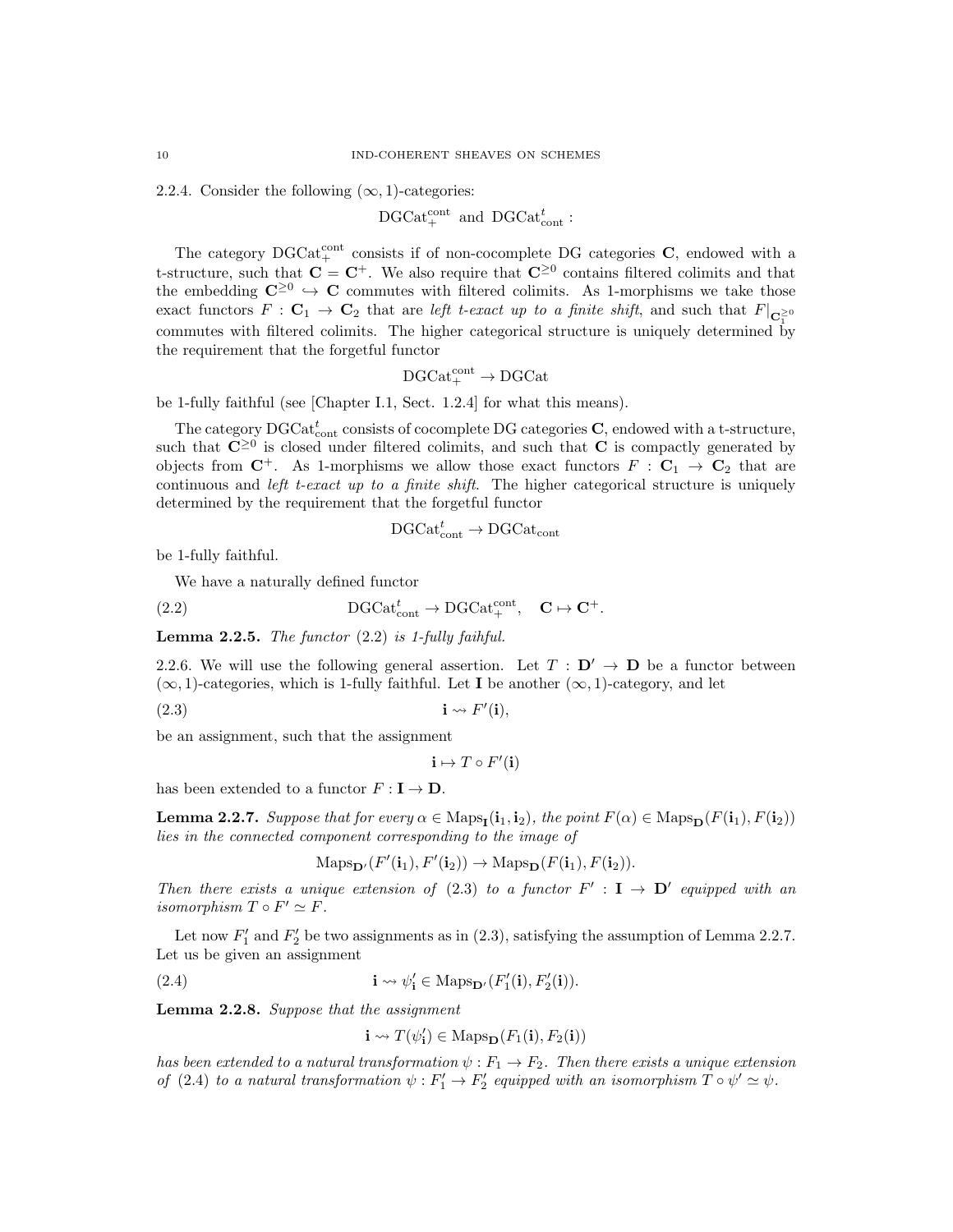2.2.4. Consider the following $(\infty,1)$-categories:

$$\mathrm{DGCat}^{\mathrm{cont}}_{+} \text{ and } \mathrm{DGCat}^{t}_{\mathrm{cont}}:$$

The category $\mathrm{DGCat}^{\mathrm{cont}}_{+}$ consists if of non-cocomplete DG categories $\mathbf{C}$, endowed with a t-structure, such that $\mathbf{C} = \mathbf{C}^{+}$. We also require that $\mathbf{C}^{\geq 0}$ contains filtered colimits and that the embedding $\mathbf{C}^{\geq 0} \hookrightarrow \mathbf{C}$ commutes with filtered colimits. As 1-morphisms we take those exact functors $F : \mathbf{C}_1 \to \mathbf{C}_2$ that are *left t-exact up to a finite shift*, and such that $F|_{\mathbf{C}_1^{\geq 0}}$ commutes with filtered colimits. The higher categorical structure is uniquely determined by the requirement that the forgetful functor

$$\mathrm{DGCat}^{\mathrm{cont}}_{+} \to \mathrm{DGCat}$$

be 1-fully faithful (see [Chapter I.1, Sect. 1.2.4] for what this means).

The category $\mathrm{DGCat}^{t}_{\mathrm{cont}}$ consists of cocomplete DG categories $\mathbf{C}$, endowed with a t-structure, such that $\mathbf{C}^{\geq 0}$ is closed under filtered colimits, and such that $\mathbf{C}$ is compactly generated by objects from $\mathbf{C}^{+}$. As 1-morphisms we allow those exact functors $F : \mathbf{C}_1 \to \mathbf{C}_2$ that are continuous and *left t-exact up to a finite shift*. The higher categorical structure is uniquely determined by the requirement that the forgetful functor

$$\mathrm{DGCat}^{t}_{\mathrm{cont}} \to \mathrm{DGCat}_{\mathrm{cont}}$$

be 1-fully faithful.

We have a naturally defined functor

$$\mathrm{DGCat}^{t}_{\mathrm{cont}} \to \mathrm{DGCat}^{\mathrm{cont}}_{+}, \quad \mathbf{C} \mapsto \mathbf{C}^{+}. \tag{2.2}$$

**Lemma 2.2.5.** *The functor* (2.2) *is 1-fully faihful.*

2.2.6. We will use the following general assertion. Let $T : \mathbf{D}' \to \mathbf{D}$ be a functor between $(\infty,1)$-categories, which is 1-fully faithful. Let $\mathbf{I}$ be another $(\infty,1)$-category, and let

$$\mathbf{i} \rightsquigarrow F'(\mathbf{i}), \tag{2.3}$$

be an assignment, such that the assignment

$$\mathbf{i} \mapsto T \circ F'(\mathbf{i})$$

has been extended to a functor $F : \mathbf{I} \to \mathbf{D}$.

**Lemma 2.2.7.** *Suppose that for every $\alpha \in \mathrm{Maps}_{\mathbf{I}}(\mathbf{i}_1, \mathbf{i}_2)$, the point $F(\alpha) \in \mathrm{Maps}_{\mathbf{D}}(F(\mathbf{i}_1), F(\mathbf{i}_2))$ lies in the connected component corresponding to the image of*

$$\mathrm{Maps}_{\mathbf{D}'}(F'(\mathbf{i}_1), F'(\mathbf{i}_2)) \to \mathrm{Maps}_{\mathbf{D}}(F(\mathbf{i}_1), F(\mathbf{i}_2)).$$

*Then there exists a unique extension of* (2.3) *to a functor $F' : \mathbf{I} \to \mathbf{D}'$ equipped with an isomorphism $T \circ F' \simeq F$.*

Let now $F'_1$ and $F'_2$ be two assignments as in (2.3), satisfying the assumption of Lemma 2.2.7. Let us be given an assignment

$$\mathbf{i} \rightsquigarrow \psi'_{\mathbf{i}} \in \mathrm{Maps}_{\mathbf{D}'}(F'_1(\mathbf{i}), F'_2(\mathbf{i})). \tag{2.4}$$

**Lemma 2.2.8.** *Suppose that the assignment*

$$\mathbf{i} \rightsquigarrow T(\psi'_{\mathbf{i}}) \in \mathrm{Maps}_{\mathbf{D}}(F_1(\mathbf{i}), F_2(\mathbf{i}))$$

*has been extended to a natural transformation $\psi : F_1 \to F_2$. Then there exists a unique extension of* (2.4) *to a natural transformation $\psi : F'_1 \to F'_2$ equipped with an isomorphism $T \circ \psi' \simeq \psi$.*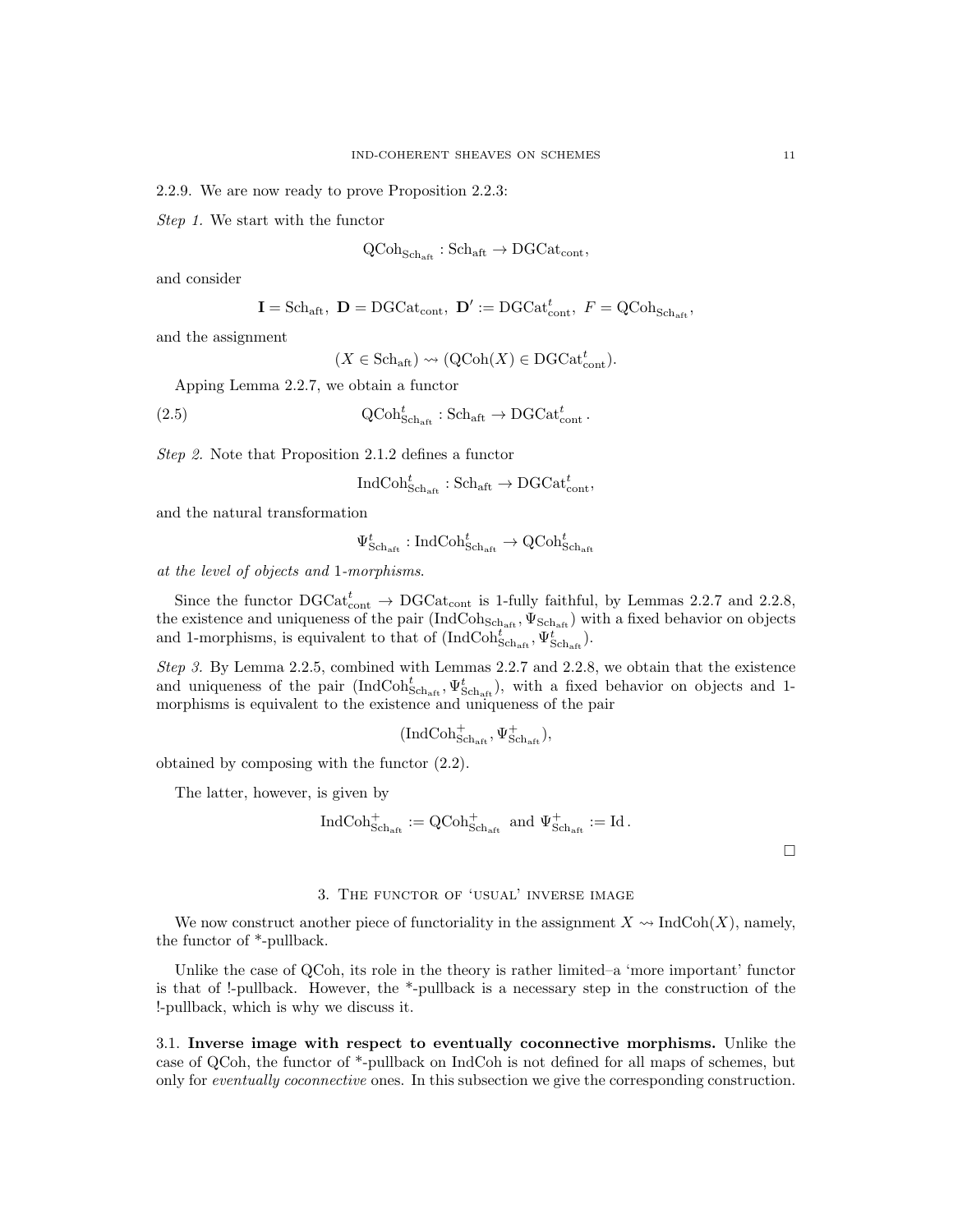2.2.9. We are now ready to prove Proposition 2.2.3:

*Step 1.* We start with the functor

$$\mathrm{QCoh}_{\mathrm{Sch}_{\mathrm{aft}}} : \mathrm{Sch}_{\mathrm{aft}} \to \mathrm{DGCat}_{\mathrm{cont}},$$

and consider

$$\mathbf{I} = \mathrm{Sch}_{\mathrm{aft}},\ \mathbf{D} = \mathrm{DGCat}_{\mathrm{cont}},\ \mathbf{D}' := \mathrm{DGCat}^t_{\mathrm{cont}},\ F = \mathrm{QCoh}_{\mathrm{Sch}_{\mathrm{aft}}},$$

and the assignment

$$(X \in \mathrm{Sch}_{\mathrm{aft}}) \rightsquigarrow (\mathrm{QCoh}(X) \in \mathrm{DGCat}^t_{\mathrm{cont}}).$$

Apping Lemma 2.2.7, we obtain a functor

$$\mathrm{QCoh}^t_{\mathrm{Sch}_{\mathrm{aft}}} : \mathrm{Sch}_{\mathrm{aft}} \to \mathrm{DGCat}^t_{\mathrm{cont}}. \tag{2.5}$$

*Step 2.* Note that Proposition 2.1.2 defines a functor

$$\mathrm{IndCoh}^t_{\mathrm{Sch}_{\mathrm{aft}}} : \mathrm{Sch}_{\mathrm{aft}} \to \mathrm{DGCat}^t_{\mathrm{cont}},$$

and the natural transformation

$$\Psi^t_{\mathrm{Sch}_{\mathrm{aft}}} : \mathrm{IndCoh}^t_{\mathrm{Sch}_{\mathrm{aft}}} \to \mathrm{QCoh}^t_{\mathrm{Sch}_{\mathrm{aft}}}$$

*at the level of objects and* 1*-morphisms*.

Since the functor $\mathrm{DGCat}^t_{\mathrm{cont}} \to \mathrm{DGCat}_{\mathrm{cont}}$ is 1-fully faithful, by Lemmas 2.2.7 and 2.2.8, the existence and uniqueness of the pair $(\mathrm{IndCoh}_{\mathrm{Sch}_{\mathrm{aft}}}, \Psi_{\mathrm{Sch}_{\mathrm{aft}}})$ with a fixed behavior on objects and 1-morphisms, is equivalent to that of $(\mathrm{IndCoh}^t_{\mathrm{Sch}_{\mathrm{aft}}}, \Psi^t_{\mathrm{Sch}_{\mathrm{aft}}})$.

*Step 3.* By Lemma 2.2.5, combined with Lemmas 2.2.7 and 2.2.8, we obtain that the existence and uniqueness of the pair $(\mathrm{IndCoh}^t_{\mathrm{Sch}_{\mathrm{aft}}}, \Psi^t_{\mathrm{Sch}_{\mathrm{aft}}})$, with a fixed behavior on objects and 1-morphisms is equivalent to the existence and uniqueness of the pair

$$(\mathrm{IndCoh}^+_{\mathrm{Sch}_{\mathrm{aft}}}, \Psi^+_{\mathrm{Sch}_{\mathrm{aft}}}),$$

obtained by composing with the functor (2.2).

The latter, however, is given by

$$\mathrm{IndCoh}^+_{\mathrm{Sch}_{\mathrm{aft}}} := \mathrm{QCoh}^+_{\mathrm{Sch}_{\mathrm{aft}}} \text{ and } \Psi^+_{\mathrm{Sch}_{\mathrm{aft}}} := \mathrm{Id}.$$

□

## 3. The functor of 'usual' inverse image

We now construct another piece of functoriality in the assignment $X \rightsquigarrow \mathrm{IndCoh}(X)$, namely, the functor of \*-pullback.

Unlike the case of QCoh, its role in the theory is rather limited–a 'more important' functor is that of !-pullback. However, the \*-pullback is a necessary step in the construction of the !-pullback, which is why we discuss it.

### 3.1. Inverse image with respect to eventually coconnective morphisms.

Unlike the case of QCoh, the functor of \*-pullback on IndCoh is not defined for all maps of schemes, but only for *eventually coconnective* ones. In this subsection we give the corresponding construction.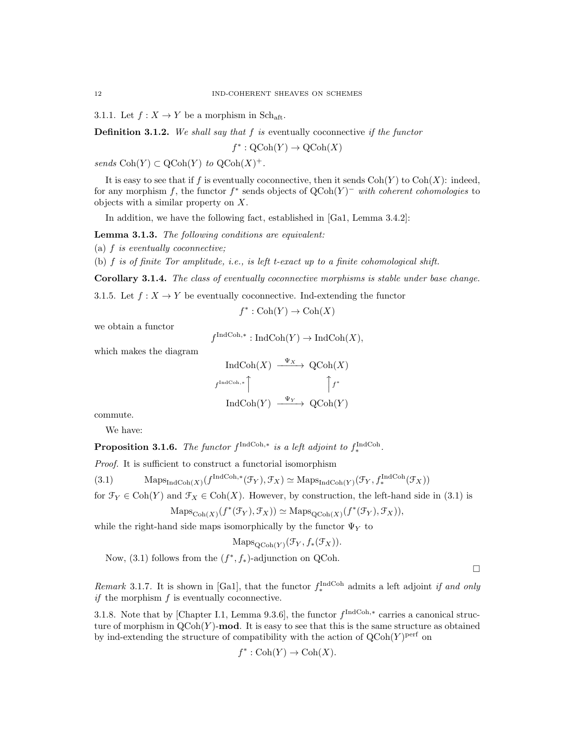3.1.1. Let $f : X \to Y$ be a morphism in $\mathrm{Sch}_{\mathrm{aft}}$.

**Definition 3.1.2.** *We shall say that $f$ is* eventually coconnective *if the functor*

$$f^* : \mathrm{QCoh}(Y) \to \mathrm{QCoh}(X)$$

*sends $\mathrm{Coh}(Y) \subset \mathrm{QCoh}(Y)$ to $\mathrm{QCoh}(X)^+$.*

It is easy to see that if $f$ is eventually coconnective, then it sends $\mathrm{Coh}(Y)$ to $\mathrm{Coh}(X)$: indeed, for any morphism $f$, the functor $f^*$ sends objects of $\mathrm{QCoh}(Y)^-$ *with coherent cohomologies* to objects with a similar property on $X$.

In addition, we have the following fact, established in [Ga1, Lemma 3.4.2]:

**Lemma 3.1.3.** *The following conditions are equivalent:*

(a) *$f$ is eventually coconnective;*

(b) *$f$ is of finite Tor amplitude, i.e., is left t-exact up to a finite cohomological shift.*

**Corollary 3.1.4.** *The class of eventually coconnective morphisms is stable under base change.*

3.1.5. Let $f : X \to Y$ be eventually coconnective. Ind-extending the functor

$$f^* : \mathrm{Coh}(Y) \to \mathrm{Coh}(X)$$

we obtain a functor

$$f^{\mathrm{IndCoh},*} : \mathrm{IndCoh}(Y) \to \mathrm{IndCoh}(X),$$

which makes the diagram

$$\begin{array}{ccc} \mathrm{IndCoh}(X) & \xrightarrow{\Psi_X} & \mathrm{QCoh}(X) \\ {\scriptstyle f^{\mathrm{IndCoh},*}}\uparrow & & \uparrow{\scriptstyle f^*} \\ \mathrm{IndCoh}(Y) & \xrightarrow{\Psi_Y} & \mathrm{QCoh}(Y) \end{array}$$

commute.

We have:

**Proposition 3.1.6.** *The functor $f^{\mathrm{IndCoh},*}$ is a left adjoint to $f_*^{\mathrm{IndCoh}}$.*

*Proof.* It is sufficient to construct a functorial isomorphism

$$\mathrm{Maps}_{\mathrm{IndCoh}(X)}(f^{\mathrm{IndCoh},*}(\mathcal{F}_Y), \mathcal{F}_X) \simeq \mathrm{Maps}_{\mathrm{IndCoh}(Y)}(\mathcal{F}_Y, f_*^{\mathrm{IndCoh}}(\mathcal{F}_X)) \tag{3.1}$$

for $\mathcal{F}_Y \in \mathrm{Coh}(Y)$ and $\mathcal{F}_X \in \mathrm{Coh}(X)$. However, by construction, the left-hand side in (3.1) is

$$\mathrm{Maps}_{\mathrm{Coh}(X)}(f^*(\mathcal{F}_Y), \mathcal{F}_X)) \simeq \mathrm{Maps}_{\mathrm{QCoh}(X)}(f^*(\mathcal{F}_Y), \mathcal{F}_X)),$$

while the right-hand side maps isomorphically by the functor $\Psi_Y$ to

$$\mathrm{Maps}_{\mathrm{QCoh}(Y)}(\mathcal{F}_Y, f_*(\mathcal{F}_X)).$$

Now, (3.1) follows from the $(f^*, f_*)$-adjunction on QCoh.

□

*Remark* 3.1.7. It is shown in [Ga1], that the functor $f_*^{\mathrm{IndCoh}}$ admits a left adjoint *if and only if* the morphism $f$ is eventually coconnective.

3.1.8. Note that by [Chapter I.1, Lemma 9.3.6], the functor $f^{\mathrm{IndCoh},*}$ carries a canonical structure of morphism in $\mathrm{QCoh}(Y)$-**mod**. It is easy to see that this is the same structure as obtained by ind-extending the structure of compatibility with the action of $\mathrm{QCoh}(Y)^{\mathrm{perf}}$ on

$$f^* : \mathrm{Coh}(Y) \to \mathrm{Coh}(X).$$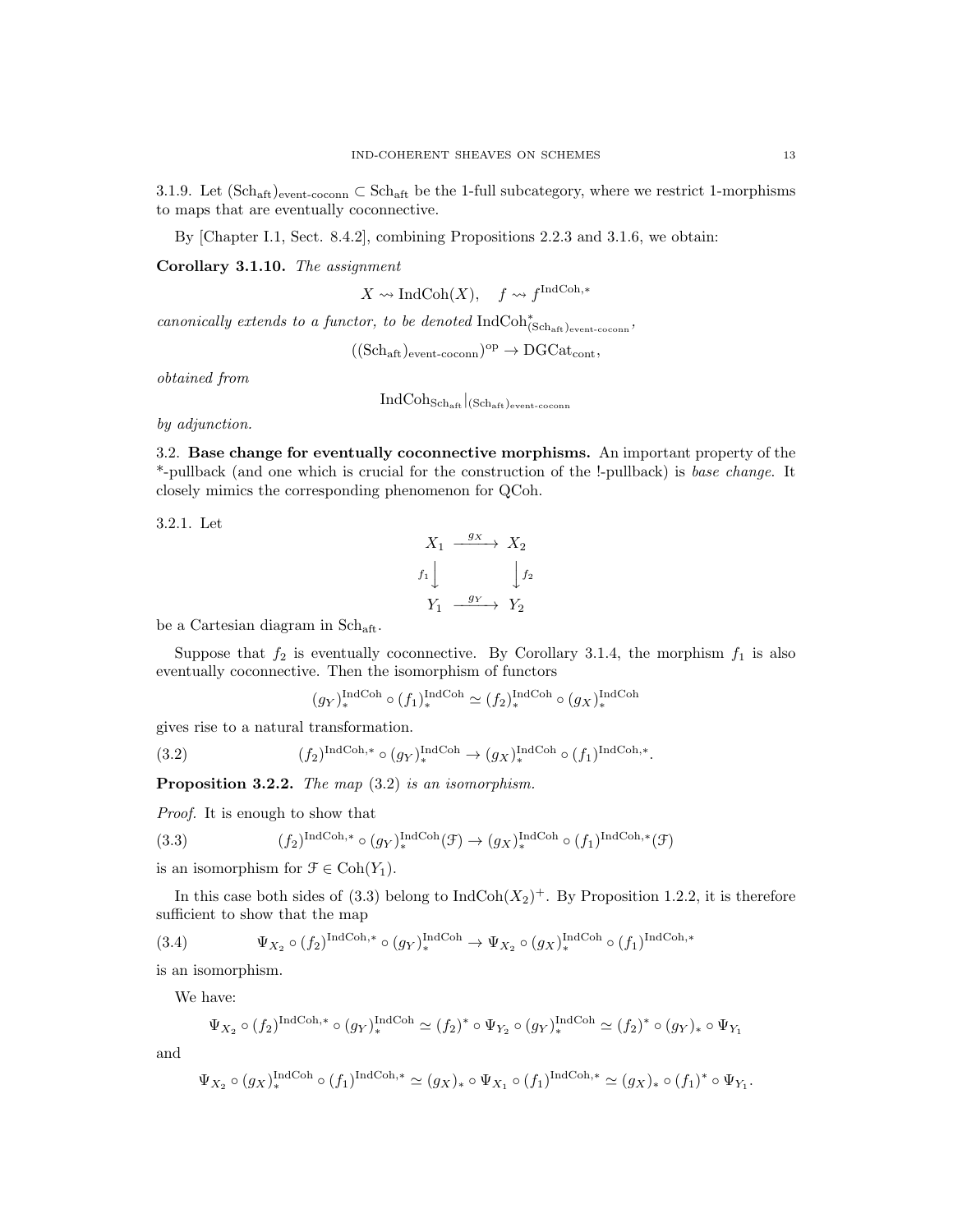3.1.9. Let $(\mathrm{Sch}_{\mathrm{aft}})_{\text{event-coconn}} \subset \mathrm{Sch}_{\mathrm{aft}}$ be the 1-full subcategory, where we restrict 1-morphisms to maps that are eventually coconnective.

By [Chapter I.1, Sect. 8.4.2], combining Propositions 2.2.3 and 3.1.6, we obtain:

**Corollary 3.1.10.** *The assignment*

$$X \rightsquigarrow \mathrm{IndCoh}(X), \quad f \rightsquigarrow f^{\mathrm{IndCoh},*}$$

*canonically extends to a functor, to be denoted* $\mathrm{IndCoh}^*_{(\mathrm{Sch}_{\mathrm{aft}})_{\text{event-coconn}}}$,

$$((\mathrm{Sch}_{\mathrm{aft}})_{\text{event-coconn}})^{\mathrm{op}} \to \mathrm{DGCat}_{\mathrm{cont}},$$

*obtained from*

$$\mathrm{IndCoh}_{\mathrm{Sch}_{\mathrm{aft}}}|_{(\mathrm{Sch}_{\mathrm{aft}})_{\text{event-coconn}}}$$

*by adjunction.*

3.2. **Base change for eventually coconnective morphisms.** An important property of the *-pullback (and one which is crucial for the construction of the !-pullback) is *base change*. It closely mimics the corresponding phenomenon for QCoh.

3.2.1. Let

$$\begin{array}{ccc} X_1 & \xrightarrow{g_X} & X_2 \\ {\scriptstyle f_1}\downarrow & & \downarrow{\scriptstyle f_2} \\ Y_1 & \xrightarrow{g_Y} & Y_2 \end{array}$$

be a Cartesian diagram in $\mathrm{Sch}_{\mathrm{aft}}$.

Suppose that $f_2$ is eventually coconnective. By Corollary 3.1.4, the morphism $f_1$ is also eventually coconnective. Then the isomorphism of functors

$$(g_Y)^{\mathrm{IndCoh}}_* \circ (f_1)^{\mathrm{IndCoh}}_* \simeq (f_2)^{\mathrm{IndCoh}}_* \circ (g_X)^{\mathrm{IndCoh}}_*$$

gives rise to a natural transformation.

$$(f_2)^{\mathrm{IndCoh},*} \circ (g_Y)^{\mathrm{IndCoh}}_* \to (g_X)^{\mathrm{IndCoh}}_* \circ (f_1)^{\mathrm{IndCoh},*}. \tag{3.2}$$

**Proposition 3.2.2.** *The map* (3.2) *is an isomorphism.*

*Proof.* It is enough to show that

$$(f_2)^{\mathrm{IndCoh},*} \circ (g_Y)^{\mathrm{IndCoh}}_*(\mathcal{F}) \to (g_X)^{\mathrm{IndCoh}}_* \circ (f_1)^{\mathrm{IndCoh},*}(\mathcal{F}) \tag{3.3}$$

is an isomorphism for $\mathcal{F} \in \mathrm{Coh}(Y_1)$.

In this case both sides of (3.3) belong to $\mathrm{IndCoh}(X_2)^+$. By Proposition 1.2.2, it is therefore sufficient to show that the map

$$\Psi_{X_2} \circ (f_2)^{\mathrm{IndCoh},*} \circ (g_Y)^{\mathrm{IndCoh}}_* \to \Psi_{X_2} \circ (g_X)^{\mathrm{IndCoh}}_* \circ (f_1)^{\mathrm{IndCoh},*} \tag{3.4}$$

is an isomorphism.

We have:

$$\Psi_{X_2} \circ (f_2)^{\mathrm{IndCoh},*} \circ (g_Y)^{\mathrm{IndCoh}}_* \simeq (f_2)^* \circ \Psi_{Y_2} \circ (g_Y)^{\mathrm{IndCoh}}_* \simeq (f_2)^* \circ (g_Y)_* \circ \Psi_{Y_1}$$

and

$$\Psi_{X_2} \circ (g_X)^{\mathrm{IndCoh}}_* \circ (f_1)^{\mathrm{IndCoh},*} \simeq (g_X)_* \circ \Psi_{X_1} \circ (f_1)^{\mathrm{IndCoh},*} \simeq (g_X)_* \circ (f_1)^* \circ \Psi_{Y_1}.$$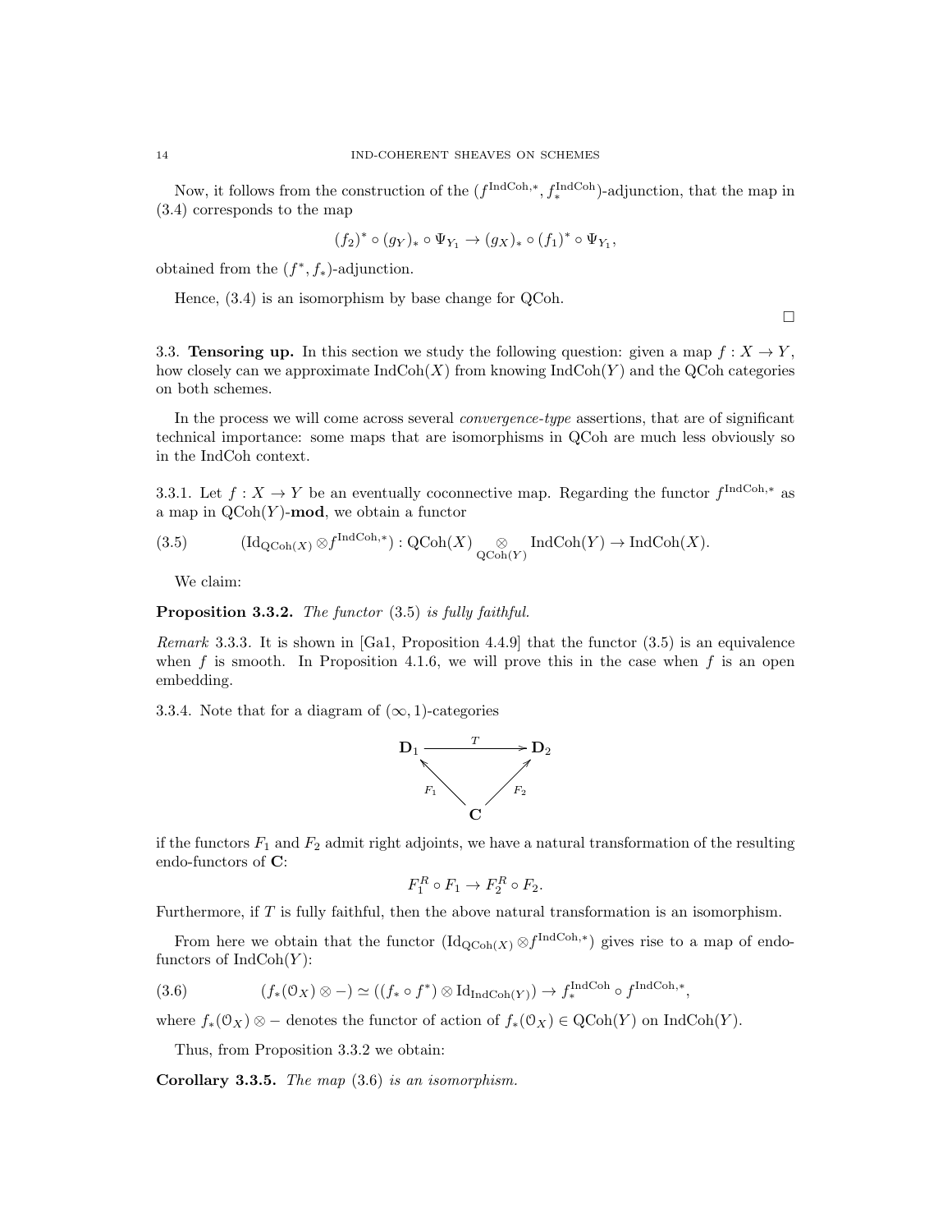Now, it follows from the construction of the $(f^{\mathrm{IndCoh},*}, f_*^{\mathrm{IndCoh}})$-adjunction, that the map in (3.4) corresponds to the map

$$(f_2)^* \circ (g_Y)_* \circ \Psi_{Y_1} \to (g_X)_* \circ (f_1)^* \circ \Psi_{Y_1},$$

obtained from the $(f^*, f_*)$-adjunction.

Hence, (3.4) is an isomorphism by base change for QCoh.

□

3.3. **Tensoring up.** In this section we study the following question: given a map $f : X \to Y$, how closely can we approximate $\mathrm{IndCoh}(X)$ from knowing $\mathrm{IndCoh}(Y)$ and the QCoh categories on both schemes.

In the process we will come across several *convergence-type* assertions, that are of significant technical importance: some maps that are isomorphisms in QCoh are much less obviously so in the IndCoh context.

3.3.1. Let $f : X \to Y$ be an eventually coconnective map. Regarding the functor $f^{\mathrm{IndCoh},*}$ as a map in $\mathrm{QCoh}(Y)$-**mod**, we obtain a functor

$$(\mathrm{Id}_{\mathrm{QCoh}(X)} \otimes f^{\mathrm{IndCoh},*}) : \mathrm{QCoh}(X) \underset{\mathrm{QCoh}(Y)}{\otimes} \mathrm{IndCoh}(Y) \to \mathrm{IndCoh}(X). \tag{3.5}$$

We claim:

**Proposition 3.3.2.** *The functor* (3.5) *is fully faithful.*

*Remark* 3.3.3. It is shown in [Ga1, Proposition 4.4.9] that the functor (3.5) is an equivalence when $f$ is smooth. In Proposition 4.1.6, we will prove this in the case when $f$ is an open embedding.

3.3.4. Note that for a diagram of $(\infty, 1)$-categories

$$\begin{array}{ccc} \mathbf{D}_1 & \xrightarrow{\quad T \quad} & \mathbf{D}_2 \\ & {\scriptstyle F_1}\nwarrow \quad \nearrow{\scriptstyle F_2} & \\ & \mathbf{C} & \end{array}$$

if the functors $F_1$ and $F_2$ admit right adjoints, we have a natural transformation of the resulting endo-functors of $\mathbf{C}$:

$$F_1^R \circ F_1 \to F_2^R \circ F_2.$$

Furthermore, if $T$ is fully faithful, then the above natural transformation is an isomorphism.

From here we obtain that the functor $(\mathrm{Id}_{\mathrm{QCoh}(X)} \otimes f^{\mathrm{IndCoh},*})$ gives rise to a map of endo-functors of $\mathrm{IndCoh}(Y)$:

$$(f_*(\mathcal{O}_X) \otimes -) \simeq ((f_* \circ f^*) \otimes \mathrm{Id}_{\mathrm{IndCoh}(Y)}) \to f_*^{\mathrm{IndCoh}} \circ f^{\mathrm{IndCoh},*}, \tag{3.6}$$

where $f_*(\mathcal{O}_X) \otimes -$ denotes the functor of action of $f_*(\mathcal{O}_X) \in \mathrm{QCoh}(Y)$ on $\mathrm{IndCoh}(Y)$.

Thus, from Proposition 3.3.2 we obtain:

**Corollary 3.3.5.** *The map* (3.6) *is an isomorphism.*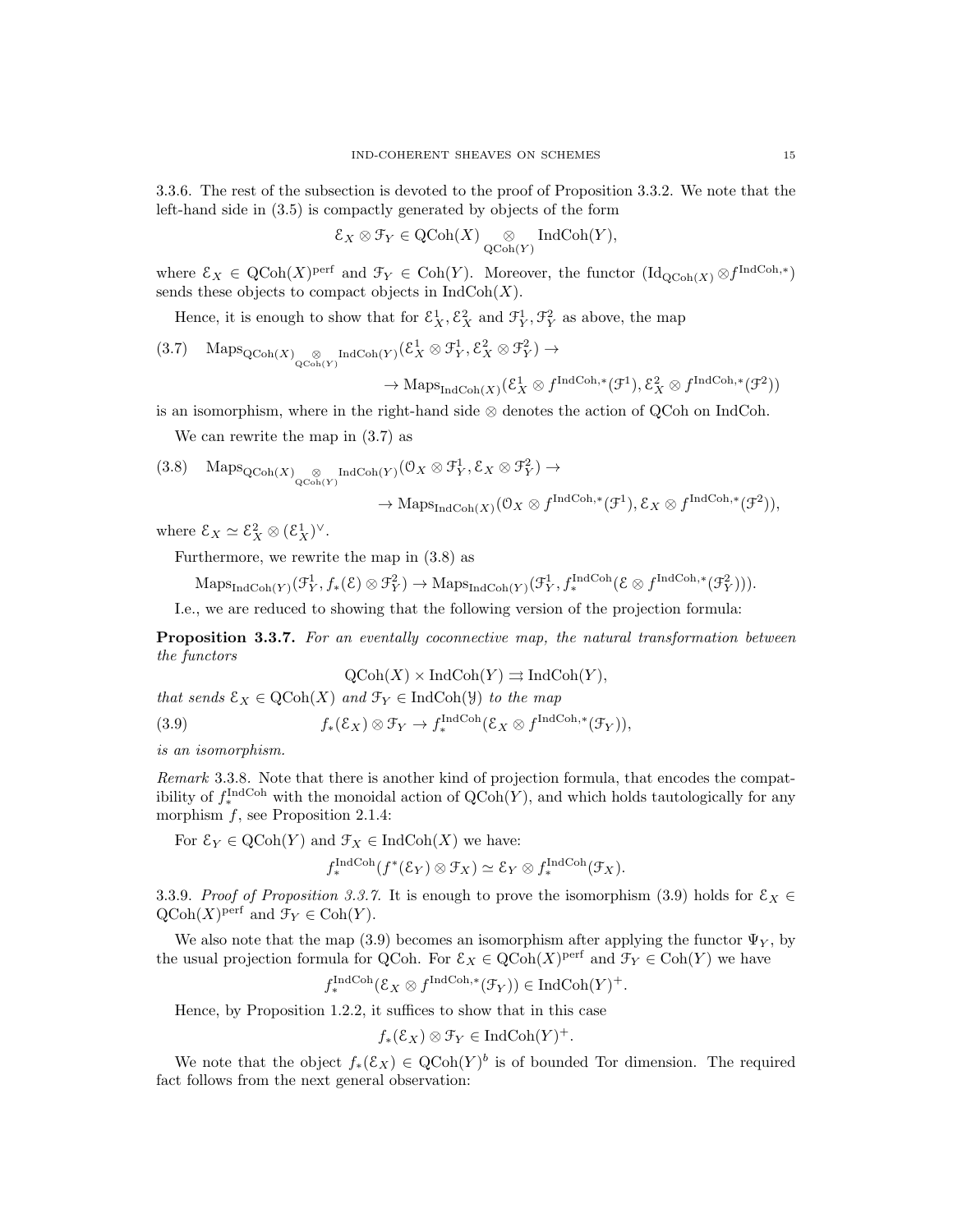3.3.6. The rest of the subsection is devoted to the proof of Proposition 3.3.2. We note that the left-hand side in (3.5) is compactly generated by objects of the form

$$\mathcal{E}_X \otimes \mathcal{F}_Y \in \mathrm{QCoh}(X) \underset{\mathrm{QCoh}(Y)}{\otimes} \mathrm{IndCoh}(Y),$$

where $\mathcal{E}_X \in \mathrm{QCoh}(X)^{\mathrm{perf}}$ and $\mathcal{F}_Y \in \mathrm{Coh}(Y)$. Moreover, the functor $(\mathrm{Id}_{\mathrm{QCoh}(X)} \otimes f^{\mathrm{IndCoh},*})$ sends these objects to compact objects in $\mathrm{IndCoh}(X)$.

Hence, it is enough to show that for $\mathcal{E}^1_X, \mathcal{E}^2_X$ and $\mathcal{F}^1_Y, \mathcal{F}^2_Y$ as above, the map

$$(3.7)\quad \mathrm{Maps}_{\mathrm{QCoh}(X) \underset{\mathrm{QCoh}(Y)}{\otimes} \mathrm{IndCoh}(Y)}(\mathcal{E}^1_X \otimes \mathcal{F}^1_Y, \mathcal{E}^2_X \otimes \mathcal{F}^2_Y) \to$$
$$\to \mathrm{Maps}_{\mathrm{IndCoh}(X)}(\mathcal{E}^1_X \otimes f^{\mathrm{IndCoh},*}(\mathcal{F}^1), \mathcal{E}^2_X \otimes f^{\mathrm{IndCoh},*}(\mathcal{F}^2))$$

is an isomorphism, where in the right-hand side $\otimes$ denotes the action of QCoh on IndCoh.

We can rewrite the map in (3.7) as

$$(3.8)\quad \mathrm{Maps}_{\mathrm{QCoh}(X) \underset{\mathrm{QCoh}(Y)}{\otimes} \mathrm{IndCoh}(Y)}(\mathcal{O}_X \otimes \mathcal{F}^1_Y, \mathcal{E}_X \otimes \mathcal{F}^2_Y) \to$$
$$\to \mathrm{Maps}_{\mathrm{IndCoh}(X)}(\mathcal{O}_X \otimes f^{\mathrm{IndCoh},*}(\mathcal{F}^1), \mathcal{E}_X \otimes f^{\mathrm{IndCoh},*}(\mathcal{F}^2)),$$

where $\mathcal{E}_X \simeq \mathcal{E}^2_X \otimes (\mathcal{E}^1_X)^\vee$.

Furthermore, we rewrite the map in (3.8) as

$$\mathrm{Maps}_{\mathrm{IndCoh}(Y)}(\mathcal{F}^1_Y, f_*(\mathcal{E}) \otimes \mathcal{F}^2_Y) \to \mathrm{Maps}_{\mathrm{IndCoh}(Y)}(\mathcal{F}^1_Y, f^{\mathrm{IndCoh}}_*(\mathcal{E} \otimes f^{\mathrm{IndCoh},*}(\mathcal{F}^2_Y))).$$

I.e., we are reduced to showing that the following version of the projection formula:

**Proposition 3.3.7.** *For an eventally coconnective map, the natural transformation between the functors*

$$\mathrm{QCoh}(X) \times \mathrm{IndCoh}(Y) \rightrightarrows \mathrm{IndCoh}(Y),$$

*that sends $\mathcal{E}_X \in \mathrm{QCoh}(X)$ and $\mathcal{F}_Y \in \mathrm{IndCoh}(\mathcal{Y})$ to the map*

$$(3.9)\qquad f_*(\mathcal{E}_X) \otimes \mathcal{F}_Y \to f^{\mathrm{IndCoh}}_*(\mathcal{E}_X \otimes f^{\mathrm{IndCoh},*}(\mathcal{F}_Y)),$$

*is an isomorphism.*

*Remark* 3.3.8. Note that there is another kind of projection formula, that encodes the compatibility of $f^{\mathrm{IndCoh}}_*$ with the monoidal action of $\mathrm{QCoh}(Y)$, and which holds tautologically for any morphism $f$, see Proposition 2.1.4:

For $\mathcal{E}_Y \in \mathrm{QCoh}(Y)$ and $\mathcal{F}_X \in \mathrm{IndCoh}(X)$ we have:

$$f^{\mathrm{IndCoh}}_*(f^*(\mathcal{E}_Y) \otimes \mathcal{F}_X) \simeq \mathcal{E}_Y \otimes f^{\mathrm{IndCoh}}_*(\mathcal{F}_X).$$

3.3.9. *Proof of Proposition 3.3.7.* It is enough to prove the isomorphism (3.9) holds for $\mathcal{E}_X \in \mathrm{QCoh}(X)^{\mathrm{perf}}$ and $\mathcal{F}_Y \in \mathrm{Coh}(Y)$.

We also note that the map (3.9) becomes an isomorphism after applying the functor $\Psi_Y$, by the usual projection formula for QCoh. For $\mathcal{E}_X \in \mathrm{QCoh}(X)^{\mathrm{perf}}$ and $\mathcal{F}_Y \in \mathrm{Coh}(Y)$ we have

$$f^{\mathrm{IndCoh}}_*(\mathcal{E}_X \otimes f^{\mathrm{IndCoh},*}(\mathcal{F}_Y)) \in \mathrm{IndCoh}(Y)^+.$$

Hence, by Proposition 1.2.2, it suffices to show that in this case

$$f_*(\mathcal{E}_X) \otimes \mathcal{F}_Y \in \mathrm{IndCoh}(Y)^+.$$

We note that the object $f_*(\mathcal{E}_X) \in \mathrm{QCoh}(Y)^b$ is of bounded Tor dimension. The required fact follows from the next general observation: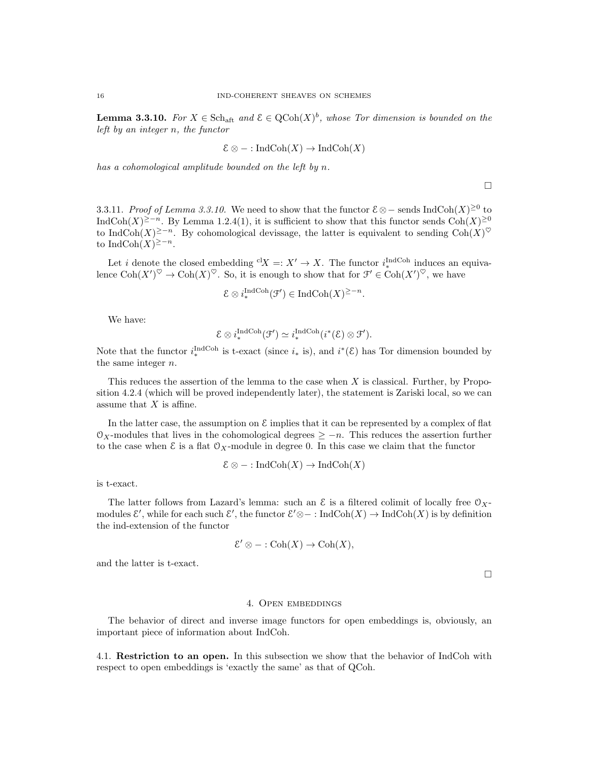**Lemma 3.3.10.** *For $X \in \mathrm{Sch}_{\mathrm{aft}}$ and $\mathcal{E} \in \mathrm{QCoh}(X)^b$, whose Tor dimension is bounded on the left by an integer $n$, the functor*

$$\mathcal{E} \otimes - : \mathrm{IndCoh}(X) \to \mathrm{IndCoh}(X)$$

*has a cohomological amplitude bounded on the left by $n$.*

$\square$

3.3.11. *Proof of Lemma 3.3.10.* We need to show that the functor $\mathcal{E} \otimes -$ sends $\mathrm{IndCoh}(X)^{\geq 0}$ to $\mathrm{IndCoh}(X)^{\geq -n}$. By Lemma 1.2.4(1), it is sufficient to show that this functor sends $\mathrm{Coh}(X)^{\geq 0}$ to $\mathrm{IndCoh}(X)^{\geq -n}$. By cohomological devissage, the latter is equivalent to sending $\mathrm{Coh}(X)^{\heartsuit}$ to $\mathrm{IndCoh}(X)^{\geq -n}$.

Let $i$ denote the closed embedding ${}^{\mathrm{cl}}X =: X' \to X$. The functor $i_*^{\mathrm{IndCoh}}$ induces an equivalence $\mathrm{Coh}(X')^{\heartsuit} \to \mathrm{Coh}(X)^{\heartsuit}$. So, it is enough to show that for $\mathcal{F}' \in \mathrm{Coh}(X')^{\heartsuit}$, we have

$$\mathcal{E} \otimes i_*^{\mathrm{IndCoh}}(\mathcal{F}') \in \mathrm{IndCoh}(X)^{\geq -n}.$$

We have:

$$\mathcal{E} \otimes i_*^{\mathrm{IndCoh}}(\mathcal{F}') \simeq i_*^{\mathrm{IndCoh}}(i^*(\mathcal{E}) \otimes \mathcal{F}').$$

Note that the functor $i_*^{\mathrm{IndCoh}}$ is t-exact (since $i_*$ is), and $i^*(\mathcal{E})$ has Tor dimension bounded by the same integer $n$.

This reduces the assertion of the lemma to the case when $X$ is classical. Further, by Proposition 4.2.4 (which will be proved independently later), the statement is Zariski local, so we can assume that $X$ is affine.

In the latter case, the assumption on $\mathcal{E}$ implies that it can be represented by a complex of flat $\mathcal{O}_X$-modules that lives in the cohomological degrees $\geq -n$. This reduces the assertion further to the case when $\mathcal{E}$ is a flat $\mathcal{O}_X$-module in degree 0. In this case we claim that the functor

$$\mathcal{E} \otimes - : \mathrm{IndCoh}(X) \to \mathrm{IndCoh}(X)$$

is t-exact.

The latter follows from Lazard's lemma: such an $\mathcal{E}$ is a filtered colimit of locally free $\mathcal{O}_X$-modules $\mathcal{E}'$, while for each such $\mathcal{E}'$, the functor $\mathcal{E}' \otimes - : \mathrm{IndCoh}(X) \to \mathrm{IndCoh}(X)$ is by definition the ind-extension of the functor

$$\mathcal{E}' \otimes - : \mathrm{Coh}(X) \to \mathrm{Coh}(X),$$

and the latter is t-exact.

$\square$

## 4. Open embeddings

The behavior of direct and inverse image functors for open embeddings is, obviously, an important piece of information about IndCoh.

### 4.1. Restriction to an open.

In this subsection we show that the behavior of IndCoh with respect to open embeddings is 'exactly the same' as that of QCoh.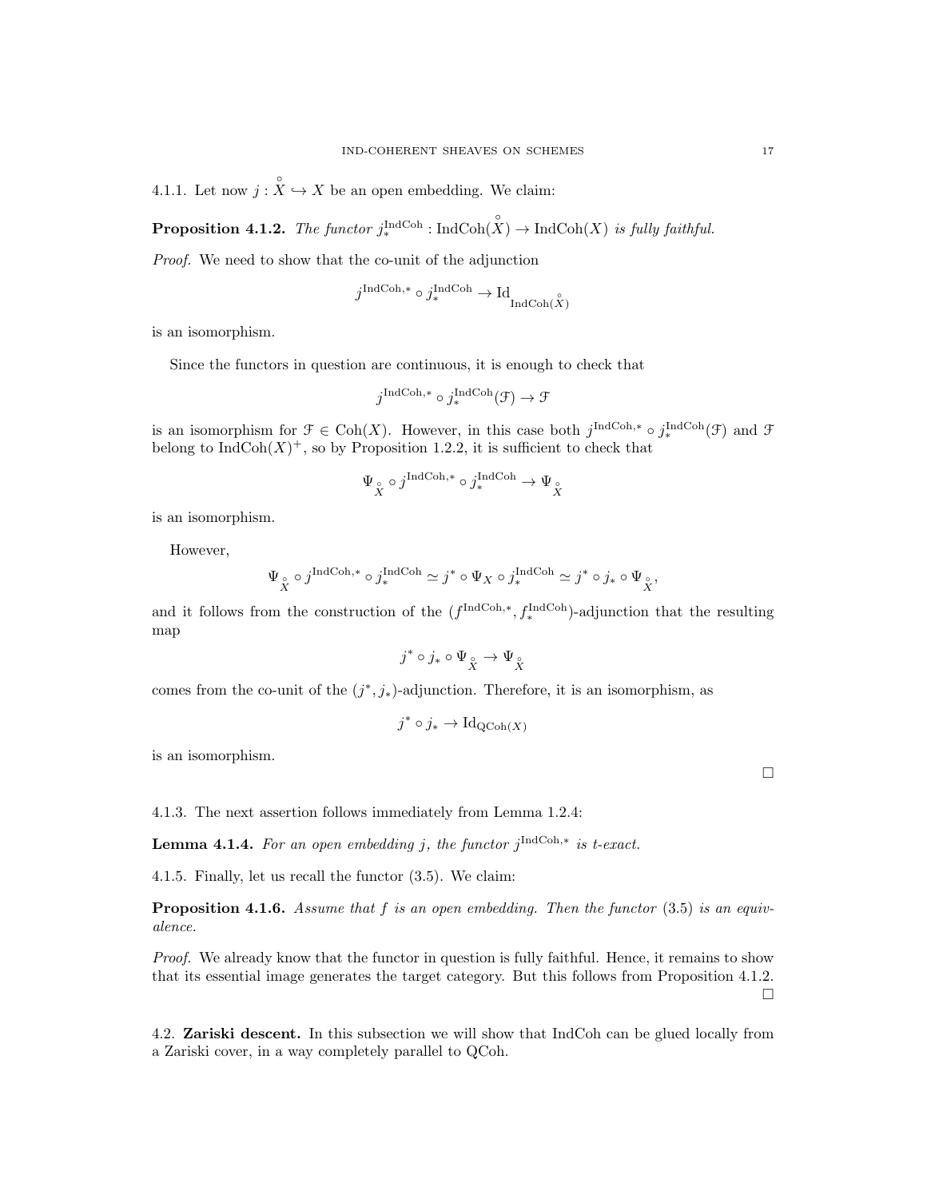4.1.1. Let now $j : \overset{\circ}{X} \hookrightarrow X$ be an open embedding. We claim:

**Proposition 4.1.2.** *The functor $j_*^{\mathrm{IndCoh}} : \mathrm{IndCoh}(\overset{\circ}{X}) \to \mathrm{IndCoh}(X)$ is fully faithful.*

*Proof.* We need to show that the co-unit of the adjunction

$$j^{\mathrm{IndCoh},*} \circ j_*^{\mathrm{IndCoh}} \to \mathrm{Id}_{\mathrm{IndCoh}(\overset{\circ}{X})}$$

is an isomorphism.

Since the functors in question are continuous, it is enough to check that

$$j^{\mathrm{IndCoh},*} \circ j_*^{\mathrm{IndCoh}}(\mathcal{F}) \to \mathcal{F}$$

is an isomorphism for $\mathcal{F} \in \mathrm{Coh}(X)$. However, in this case both $j^{\mathrm{IndCoh},*} \circ j_*^{\mathrm{IndCoh}}(\mathcal{F})$ and $\mathcal{F}$ belong to $\mathrm{IndCoh}(X)^+$, so by Proposition 1.2.2, it is sufficient to check that

$$\Psi_{\overset{\circ}{X}} \circ j^{\mathrm{IndCoh},*} \circ j_*^{\mathrm{IndCoh}} \to \Psi_{\overset{\circ}{X}}$$

is an isomorphism.

However,

$$\Psi_{\overset{\circ}{X}} \circ j^{\mathrm{IndCoh},*} \circ j_*^{\mathrm{IndCoh}} \simeq j^* \circ \Psi_X \circ j_*^{\mathrm{IndCoh}} \simeq j^* \circ j_* \circ \Psi_{\overset{\circ}{X}},$$

and it follows from the construction of the $(f^{\mathrm{IndCoh},*}, f_*^{\mathrm{IndCoh}})$-adjunction that the resulting map

$$j^* \circ j_* \circ \Psi_{\overset{\circ}{X}} \to \Psi_{\overset{\circ}{X}}$$

comes from the co-unit of the $(j^*, j_*)$-adjunction. Therefore, it is an isomorphism, as

$$j^* \circ j_* \to \mathrm{Id}_{\mathrm{QCoh}(X)}$$

is an isomorphism.

□

4.1.3. The next assertion follows immediately from Lemma 1.2.4:

**Lemma 4.1.4.** *For an open embedding $j$, the functor $j^{\mathrm{IndCoh},*}$ is t-exact.*

4.1.5. Finally, let us recall the functor (3.5). We claim:

**Proposition 4.1.6.** *Assume that $f$ is an open embedding. Then the functor* (3.5) *is an equivalence.*

*Proof.* We already know that the functor in question is fully faithful. Hence, it remains to show that its essential image generates the target category. But this follows from Proposition 4.1.2.

□

4.2. **Zariski descent.** In this subsection we will show that IndCoh can be glued locally from a Zariski cover, in a way completely parallel to QCoh.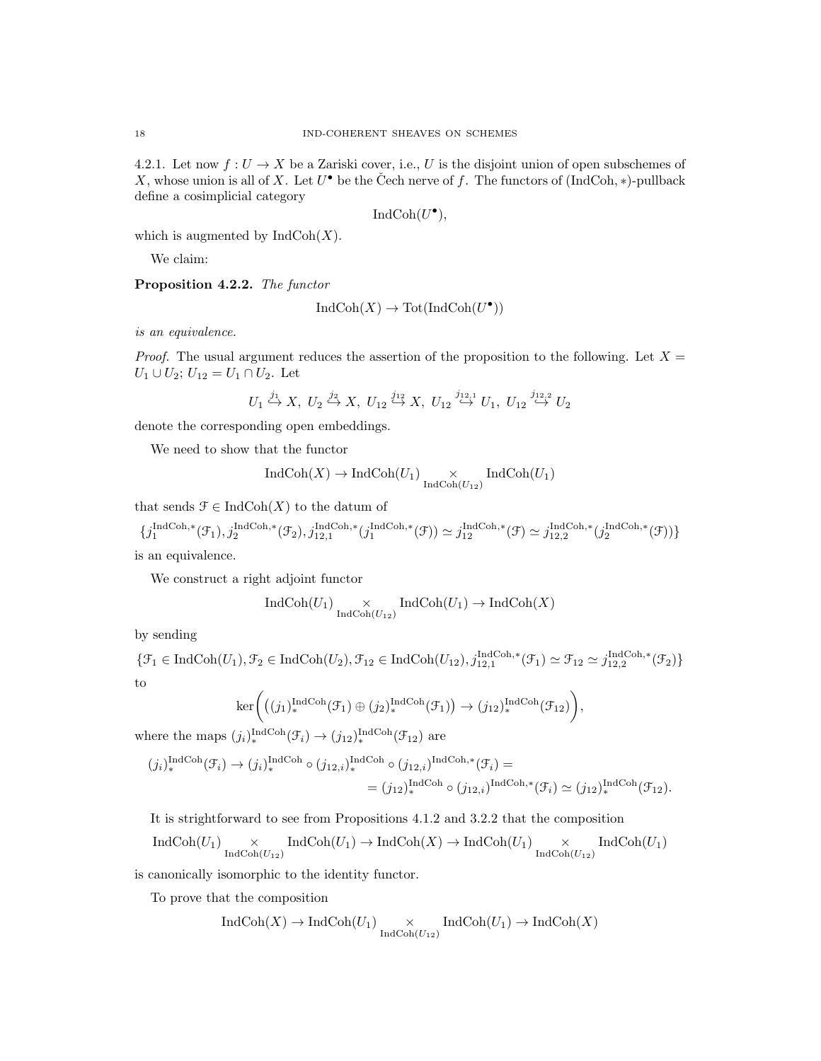4.2.1. Let now $f : U \to X$ be a Zariski cover, i.e., $U$ is the disjoint union of open subschemes of $X$, whose union is all of $X$. Let $U^\bullet$ be the Čech nerve of $f$. The functors of $(\mathrm{IndCoh}, *)$-pullback define a cosimplicial category

$$\mathrm{IndCoh}(U^\bullet),$$

which is augmented by $\mathrm{IndCoh}(X)$.

We claim:

**Proposition 4.2.2.** *The functor*

$$\mathrm{IndCoh}(X) \to \mathrm{Tot}(\mathrm{IndCoh}(U^\bullet))$$

*is an equivalence.*

*Proof.* The usual argument reduces the assertion of the proposition to the following. Let $X = U_1 \cup U_2$; $U_{12} = U_1 \cap U_2$. Let

$$U_1 \overset{j_1}{\hookrightarrow} X,\ U_2 \overset{j_2}{\hookrightarrow} X,\ U_{12} \overset{j_{12}}{\hookrightarrow} X,\ U_{12} \overset{j_{12,1}}{\hookrightarrow} U_1,\ U_{12} \overset{j_{12,2}}{\hookrightarrow} U_2$$

denote the corresponding open embeddings.

We need to show that the functor

$$\mathrm{IndCoh}(X) \to \mathrm{IndCoh}(U_1) \underset{\mathrm{IndCoh}(U_{12})}{\times} \mathrm{IndCoh}(U_1)$$

that sends $\mathcal{F} \in \mathrm{IndCoh}(X)$ to the datum of

$$\{j_1^{\mathrm{IndCoh},*}(\mathcal{F}_1), j_2^{\mathrm{IndCoh},*}(\mathcal{F}_2), j_{12,1}^{\mathrm{IndCoh},*}(j_1^{\mathrm{IndCoh},*}(\mathcal{F})) \simeq j_{12}^{\mathrm{IndCoh},*}(\mathcal{F}) \simeq j_{12,2}^{\mathrm{IndCoh},*}(j_2^{\mathrm{IndCoh},*}(\mathcal{F}))\}$$

is an equivalence.

We construct a right adjoint functor

$$\mathrm{IndCoh}(U_1) \underset{\mathrm{IndCoh}(U_{12})}{\times} \mathrm{IndCoh}(U_1) \to \mathrm{IndCoh}(X)$$

by sending

$$\{\mathcal{F}_1 \in \mathrm{IndCoh}(U_1), \mathcal{F}_2 \in \mathrm{IndCoh}(U_2), \mathcal{F}_{12} \in \mathrm{IndCoh}(U_{12}), j_{12,1}^{\mathrm{IndCoh},*}(\mathcal{F}_1) \simeq \mathcal{F}_{12} \simeq j_{12,2}^{\mathrm{IndCoh},*}(\mathcal{F}_2)\}$$

to

$$\ker\bigg(\big((j_1)_*^{\mathrm{IndCoh}}(\mathcal{F}_1) \oplus (j_2)_*^{\mathrm{IndCoh}}(\mathcal{F}_1)\big) \to (j_{12})_*^{\mathrm{IndCoh}}(\mathcal{F}_{12})\bigg),$$

where the maps $(j_i)_*^{\mathrm{IndCoh}}(\mathcal{F}_i) \to (j_{12})_*^{\mathrm{IndCoh}}(\mathcal{F}_{12})$ are

$$(j_i)_*^{\mathrm{IndCoh}}(\mathcal{F}_i) \to (j_i)_*^{\mathrm{IndCoh}} \circ (j_{12,i})_*^{\mathrm{IndCoh}} \circ (j_{12,i})^{\mathrm{IndCoh},*}(\mathcal{F}_i) =$$
$$= (j_{12})_*^{\mathrm{IndCoh}} \circ (j_{12,i})^{\mathrm{IndCoh},*}(\mathcal{F}_i) \simeq (j_{12})_*^{\mathrm{IndCoh}}(\mathcal{F}_{12}).$$

It is strightforward to see from Propositions 4.1.2 and 3.2.2 that the composition

$$\mathrm{IndCoh}(U_1) \underset{\mathrm{IndCoh}(U_{12})}{\times} \mathrm{IndCoh}(U_1) \to \mathrm{IndCoh}(X) \to \mathrm{IndCoh}(U_1) \underset{\mathrm{IndCoh}(U_{12})}{\times} \mathrm{IndCoh}(U_1)$$

is canonically isomorphic to the identity functor.

To prove that the composition

$$\mathrm{IndCoh}(X) \to \mathrm{IndCoh}(U_1) \underset{\mathrm{IndCoh}(U_{12})}{\times} \mathrm{IndCoh}(U_1) \to \mathrm{IndCoh}(X)$$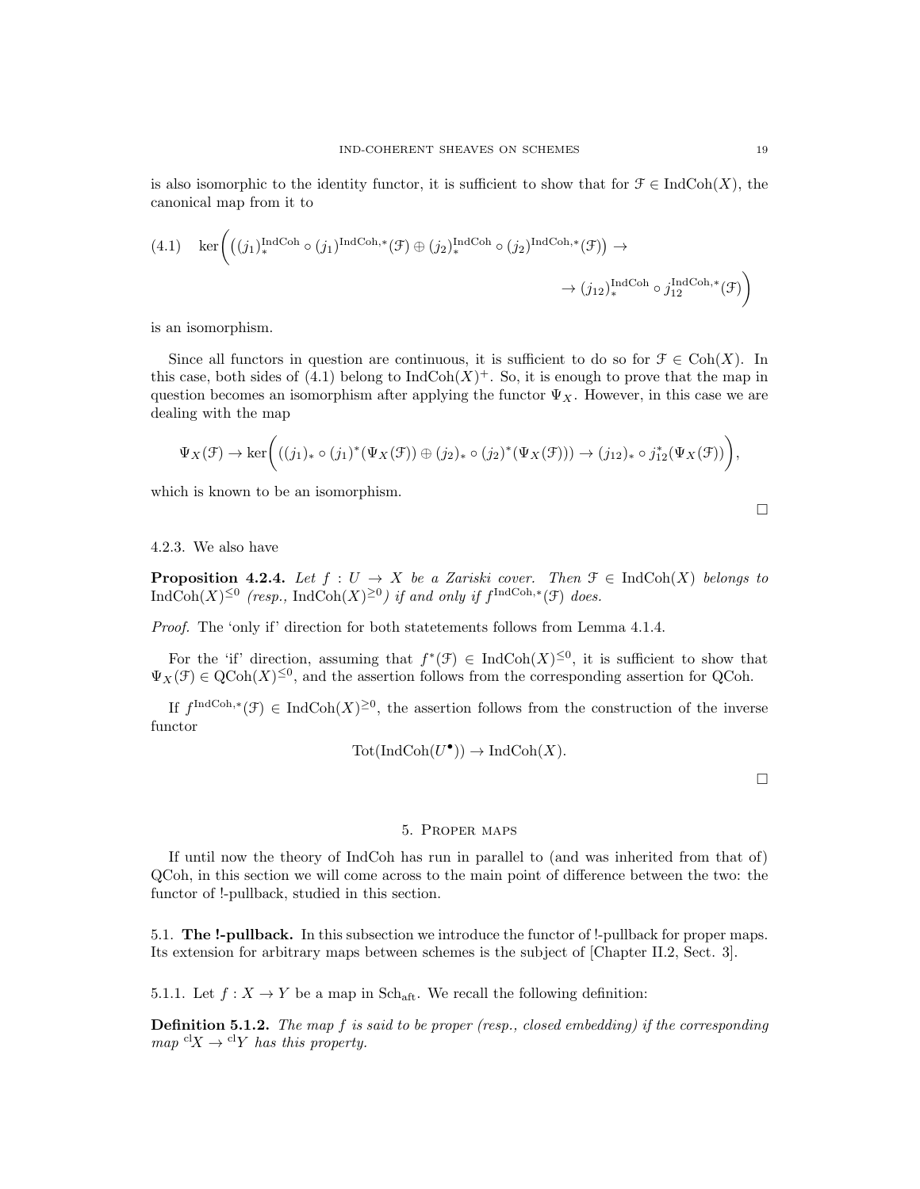is also isomorphic to the identity functor, it is sufficient to show that for $\mathcal{F} \in \mathrm{IndCoh}(X)$, the canonical map from it to

$$\ker\Bigg(\big((j_1)_*^{\mathrm{IndCoh}} \circ (j_1)^{\mathrm{IndCoh},*}(\mathcal{F}) \oplus (j_2)_*^{\mathrm{IndCoh}} \circ (j_2)^{\mathrm{IndCoh},*}(\mathcal{F})\big) \to \\ \to (j_{12})_*^{\mathrm{IndCoh}} \circ j_{12}^{\mathrm{IndCoh},*}(\mathcal{F})\Bigg) \tag{4.1}$$

is an isomorphism.

Since all functors in question are continuous, it is sufficient to do so for $\mathcal{F} \in \mathrm{Coh}(X)$. In this case, both sides of (4.1) belong to $\mathrm{IndCoh}(X)^+$. So, it is enough to prove that the map in question becomes an isomorphism after applying the functor $\Psi_X$. However, in this case we are dealing with the map

$$\Psi_X(\mathcal{F}) \to \ker\Bigg(((j_1)_* \circ (j_1)^*(\Psi_X(\mathcal{F})) \oplus (j_2)_* \circ (j_2)^*(\Psi_X(\mathcal{F}))) \to (j_{12})_* \circ j_{12}^*(\Psi_X(\mathcal{F}))\Bigg),$$

which is known to be an isomorphism.

□

4.2.3. We also have

**Proposition 4.2.4.** *Let $f : U \to X$ be a Zariski cover. Then $\mathcal{F} \in \mathrm{IndCoh}(X)$ belongs to $\mathrm{IndCoh}(X)^{\leq 0}$ (resp., $\mathrm{IndCoh}(X)^{\geq 0}$) if and only if $f^{\mathrm{IndCoh},*}(\mathcal{F})$ does.*

*Proof.* The 'only if' direction for both statetements follows from Lemma 4.1.4.

For the 'if' direction, assuming that $f^*(\mathcal{F}) \in \mathrm{IndCoh}(X)^{\leq 0}$, it is sufficient to show that $\Psi_X(\mathcal{F}) \in \mathrm{QCoh}(X)^{\leq 0}$, and the assertion follows from the corresponding assertion for QCoh.

If $f^{\mathrm{IndCoh},*}(\mathcal{F}) \in \mathrm{IndCoh}(X)^{\geq 0}$, the assertion follows from the construction of the inverse functor

$$\mathrm{Tot}(\mathrm{IndCoh}(U^\bullet)) \to \mathrm{IndCoh}(X).$$

□

## 5. Proper maps

If until now the theory of IndCoh has run in parallel to (and was inherited from that of) QCoh, in this section we will come across to the main point of difference between the two: the functor of !-pullback, studied in this section.

### 5.1. The !-pullback.

In this subsection we introduce the functor of !-pullback for proper maps. Its extension for arbitrary maps between schemes is the subject of [Chapter II.2, Sect. 3].

5.1.1. Let $f : X \to Y$ be a map in $\mathrm{Sch}_{\mathrm{aft}}$. We recall the following definition:

**Definition 5.1.2.** *The map $f$ is said to be proper (resp., closed embedding) if the corresponding map ${}^{\mathrm{cl}}X \to {}^{\mathrm{cl}}Y$ has this property.*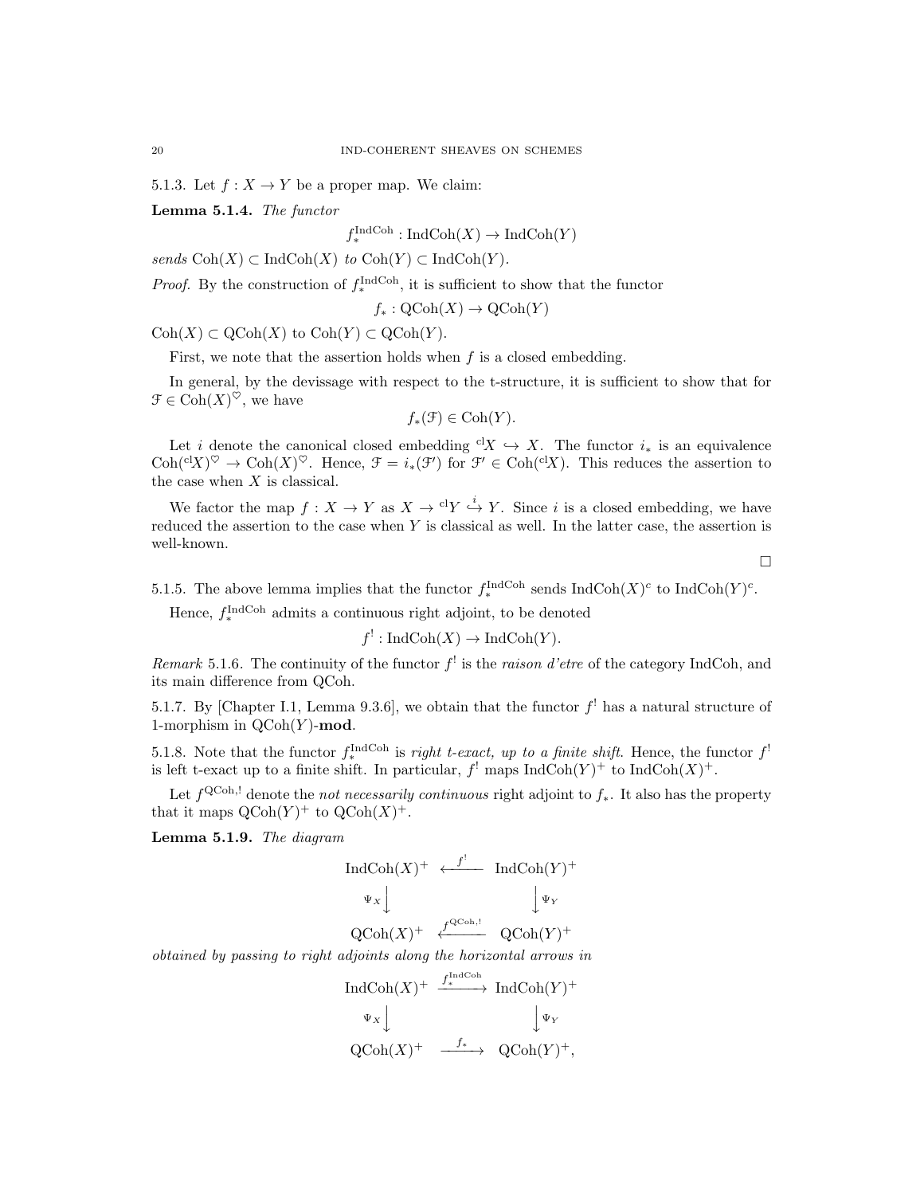5.1.3. Let $f : X \to Y$ be a proper map. We claim:

**Lemma 5.1.4.** *The functor*

$$f_*^{\text{IndCoh}} : \text{IndCoh}(X) \to \text{IndCoh}(Y)$$

*sends* $\text{Coh}(X) \subset \text{IndCoh}(X)$ *to* $\text{Coh}(Y) \subset \text{IndCoh}(Y)$.

*Proof.* By the construction of $f_*^{\text{IndCoh}}$, it is sufficient to show that the functor

$$f_* : \text{QCoh}(X) \to \text{QCoh}(Y)$$

$\text{Coh}(X) \subset \text{QCoh}(X)$ to $\text{Coh}(Y) \subset \text{QCoh}(Y)$.

First, we note that the assertion holds when $f$ is a closed embedding.

In general, by the devissage with respect to the t-structure, it is sufficient to show that for $\mathcal{F} \in \text{Coh}(X)^\heartsuit$, we have

$$f_*(\mathcal{F}) \in \text{Coh}(Y).$$

Let $i$ denote the canonical closed embedding ${}^{\text{cl}}X \hookrightarrow X$. The functor $i_*$ is an equivalence $\text{Coh}({}^{\text{cl}}X)^\heartsuit \to \text{Coh}(X)^\heartsuit$. Hence, $\mathcal{F} = i_*(\mathcal{F}')$ for $\mathcal{F}' \in \text{Coh}({}^{\text{cl}}X)$. This reduces the assertion to the case when $X$ is classical.

We factor the map $f : X \to Y$ as $X \to {}^{\text{cl}}Y \overset{i}{\hookrightarrow} Y$. Since $i$ is a closed embedding, we have reduced the assertion to the case when $Y$ is classical as well. In the latter case, the assertion is well-known.

□

5.1.5. The above lemma implies that the functor $f_*^{\text{IndCoh}}$ sends $\text{IndCoh}(X)^c$ to $\text{IndCoh}(Y)^c$.

Hence, $f_*^{\text{IndCoh}}$ admits a continuous right adjoint, to be denoted

$$f^! : \text{IndCoh}(X) \to \text{IndCoh}(Y).$$

*Remark* 5.1.6. The continuity of the functor $f^!$ is the *raison d'etre* of the category IndCoh, and its main difference from QCoh.

5.1.7. By [Chapter I.1, Lemma 9.3.6], we obtain that the functor $f^!$ has a natural structure of 1-morphism in $\text{QCoh}(Y)$-**mod**.

5.1.8. Note that the functor $f_*^{\text{IndCoh}}$ is *right t-exact, up to a finite shift*. Hence, the functor $f^!$ is left t-exact up to a finite shift. In particular, $f^!$ maps $\text{IndCoh}(Y)^+$ to $\text{IndCoh}(X)^+$.

Let $f^{\text{QCoh},!}$ denote the *not necessarily continuous* right adjoint to $f_*$. It also has the property that it maps $\text{QCoh}(Y)^+$ to $\text{QCoh}(X)^+$.

**Lemma 5.1.9.** *The diagram*

$$\begin{array}{ccc} \text{IndCoh}(X)^+ & \xleftarrow{f^!} & \text{IndCoh}(Y)^+ \\ {\scriptstyle \Psi_X}\downarrow & & \downarrow{\scriptstyle \Psi_Y} \\ \text{QCoh}(X)^+ & \xleftarrow{f^{\text{QCoh},!}} & \text{QCoh}(Y)^+ \end{array}$$

*obtained by passing to right adjoints along the horizontal arrows in*

$$\begin{array}{ccc} \text{IndCoh}(X)^+ & \xrightarrow{f_*^{\text{IndCoh}}} & \text{IndCoh}(Y)^+ \\ {\scriptstyle \Psi_X}\downarrow & & \downarrow{\scriptstyle \Psi_Y} \\ \text{QCoh}(X)^+ & \xrightarrow{f_*} & \text{QCoh}(Y)^+, \end{array}$$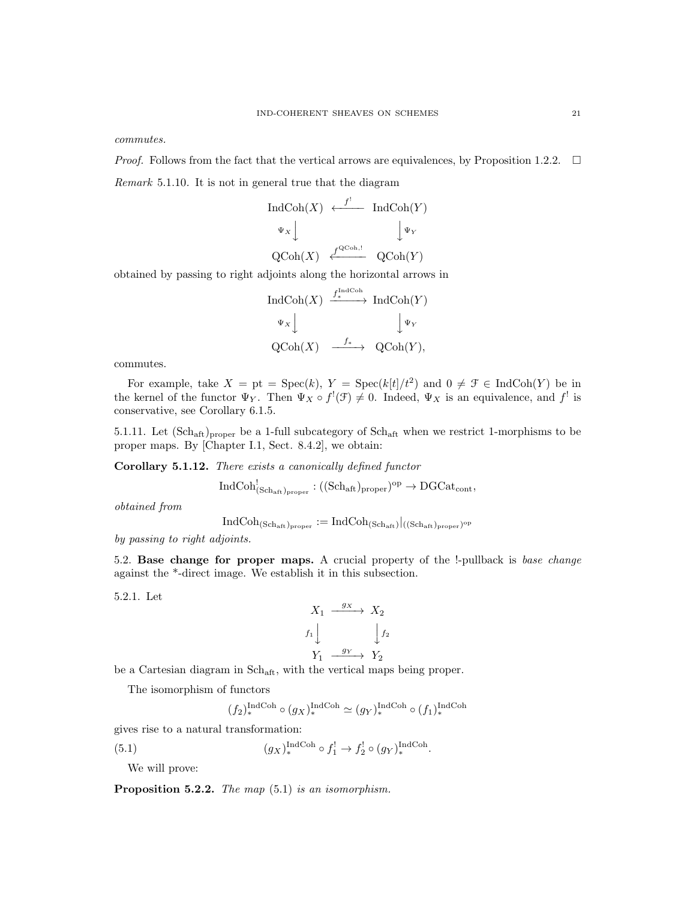*commutes.*

*Proof.* Follows from the fact that the vertical arrows are equivalences, by Proposition 1.2.2. $\square$

*Remark* 5.1.10. It is not in general true that the diagram

$$\begin{array}{ccc} \mathrm{IndCoh}(X) & \xleftarrow{f^!} & \mathrm{IndCoh}(Y) \\ {\scriptstyle \Psi_X}\downarrow & & \downarrow{\scriptstyle \Psi_Y} \\ \mathrm{QCoh}(X) & \xleftarrow{f^{\mathrm{QCoh},!}} & \mathrm{QCoh}(Y) \end{array}$$

obtained by passing to right adjoints along the horizontal arrows in

$$\begin{array}{ccc} \mathrm{IndCoh}(X) & \xrightarrow{f_*^{\mathrm{IndCoh}}} & \mathrm{IndCoh}(Y) \\ {\scriptstyle \Psi_X}\downarrow & & \downarrow{\scriptstyle \Psi_Y} \\ \mathrm{QCoh}(X) & \xrightarrow{f_*} & \mathrm{QCoh}(Y), \end{array}$$

commutes.

For example, take $X = \mathrm{pt} = \mathrm{Spec}(k)$, $Y = \mathrm{Spec}(k[t]/t^2)$ and $0 \neq \mathcal{F} \in \mathrm{IndCoh}(Y)$ be in the kernel of the functor $\Psi_Y$. Then $\Psi_X \circ f^!(\mathcal{F}) \neq 0$. Indeed, $\Psi_X$ is an equivalence, and $f^!$ is conservative, see Corollary 6.1.5.

5.1.11. Let $(\mathrm{Sch}_{\mathrm{aft}})_{\mathrm{proper}}$ be a 1-full subcategory of $\mathrm{Sch}_{\mathrm{aft}}$ when we restrict 1-morphisms to be proper maps. By [Chapter I.1, Sect. 8.4.2], we obtain:

**Corollary 5.1.12.** *There exists a canonically defined functor*

$$\mathrm{IndCoh}^!_{(\mathrm{Sch}_{\mathrm{aft}})_{\mathrm{proper}}} : ((\mathrm{Sch}_{\mathrm{aft}})_{\mathrm{proper}})^{\mathrm{op}} \to \mathrm{DGCat}_{\mathrm{cont}},$$

*obtained from*

$$\mathrm{IndCoh}_{(\mathrm{Sch}_{\mathrm{aft}})_{\mathrm{proper}}} := \mathrm{IndCoh}_{(\mathrm{Sch}_{\mathrm{aft}})}|_{((\mathrm{Sch}_{\mathrm{aft}})_{\mathrm{proper}})^{\mathrm{op}}}$$

*by passing to right adjoints.*

5.2. **Base change for proper maps.** A crucial property of the !-pullback is *base change* against the *-direct image. We establish it in this subsection.

5.2.1. Let

$$\begin{array}{ccc} X_1 & \xrightarrow{g_X} & X_2 \\ {\scriptstyle f_1}\downarrow & & \downarrow{\scriptstyle f_2} \\ Y_1 & \xrightarrow{g_Y} & Y_2 \end{array}$$

be a Cartesian diagram in $\mathrm{Sch}_{\mathrm{aft}}$, with the vertical maps being proper.

The isomorphism of functors

$$(f_2)_*^{\mathrm{IndCoh}} \circ (g_X)_*^{\mathrm{IndCoh}} \simeq (g_Y)_*^{\mathrm{IndCoh}} \circ (f_1)_*^{\mathrm{IndCoh}}$$

gives rise to a natural transformation:

$$(g_X)_*^{\mathrm{IndCoh}} \circ f_1^! \to f_2^! \circ (g_Y)_*^{\mathrm{IndCoh}}. \tag{5.1}$$

We will prove:

**Proposition 5.2.2.** *The map* (5.1) *is an isomorphism.*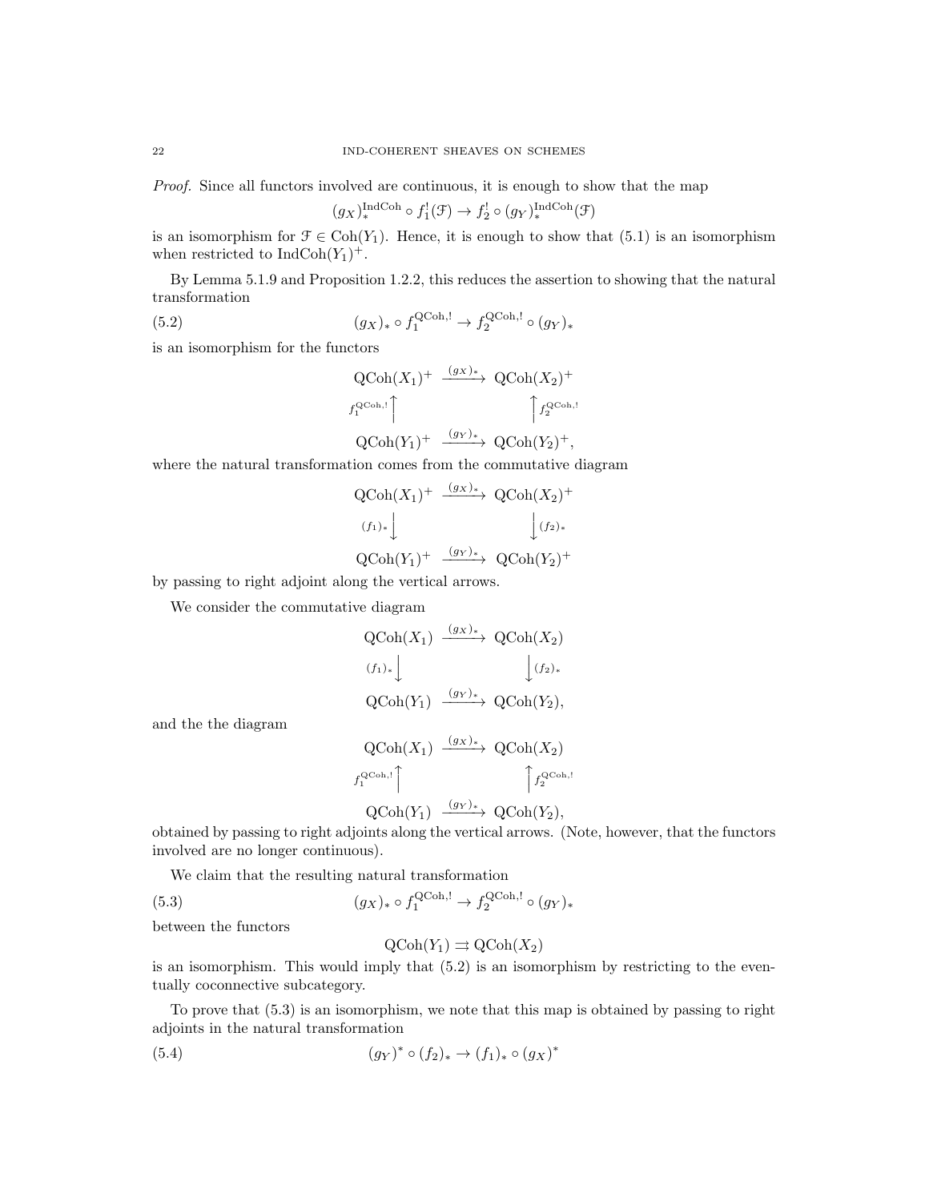*Proof.* Since all functors involved are continuous, it is enough to show that the map

$$(g_X)_*^{\mathrm{IndCoh}} \circ f_1^!(\mathcal{F}) \to f_2^! \circ (g_Y)_*^{\mathrm{IndCoh}}(\mathcal{F})$$

is an isomorphism for $\mathcal{F} \in \mathrm{Coh}(Y_1)$. Hence, it is enough to show that (5.1) is an isomorphism when restricted to $\mathrm{IndCoh}(Y_1)^+$.

By Lemma 5.1.9 and Proposition 1.2.2, this reduces the assertion to showing that the natural transformation

$$(g_X)_* \circ f_1^{\mathrm{QCoh},!} \to f_2^{\mathrm{QCoh},!} \circ (g_Y)_* \tag{5.2}$$

is an isomorphism for the functors

$$\begin{array}{ccc} \mathrm{QCoh}(X_1)^+ & \xrightarrow{(g_X)_*} & \mathrm{QCoh}(X_2)^+ \\ {\scriptstyle f_1^{\mathrm{QCoh},!}}\uparrow & & \uparrow{\scriptstyle f_2^{\mathrm{QCoh},!}} \\ \mathrm{QCoh}(Y_1)^+ & \xrightarrow{(g_Y)_*} & \mathrm{QCoh}(Y_2)^+, \end{array}$$

where the natural transformation comes from the commutative diagram

$$\begin{array}{ccc} \mathrm{QCoh}(X_1)^+ & \xrightarrow{(g_X)_*} & \mathrm{QCoh}(X_2)^+ \\ {\scriptstyle (f_1)_*}\downarrow & & \downarrow{\scriptstyle (f_2)_*} \\ \mathrm{QCoh}(Y_1)^+ & \xrightarrow{(g_Y)_*} & \mathrm{QCoh}(Y_2)^+ \end{array}$$

by passing to right adjoint along the vertical arrows.

We consider the commutative diagram

$$\begin{array}{ccc} \mathrm{QCoh}(X_1) & \xrightarrow{(g_X)_*} & \mathrm{QCoh}(X_2) \\ {\scriptstyle (f_1)_*}\downarrow & & \downarrow{\scriptstyle (f_2)_*} \\ \mathrm{QCoh}(Y_1) & \xrightarrow{(g_Y)_*} & \mathrm{QCoh}(Y_2), \end{array}$$

and the the diagram

$$\begin{array}{ccc} \mathrm{QCoh}(X_1) & \xrightarrow{(g_X)_*} & \mathrm{QCoh}(X_2) \\ {\scriptstyle f_1^{\mathrm{QCoh},!}}\uparrow & & \uparrow{\scriptstyle f_2^{\mathrm{QCoh},!}} \\ \mathrm{QCoh}(Y_1) & \xrightarrow{(g_Y)_*} & \mathrm{QCoh}(Y_2), \end{array}$$

obtained by passing to right adjoints along the vertical arrows. (Note, however, that the functors involved are no longer continuous).

We claim that the resulting natural transformation

$$(g_X)_* \circ f_1^{\mathrm{QCoh},!} \to f_2^{\mathrm{QCoh},!} \circ (g_Y)_* \tag{5.3}$$

between the functors

$$\mathrm{QCoh}(Y_1) \rightrightarrows \mathrm{QCoh}(X_2)$$

is an isomorphism. This would imply that (5.2) is an isomorphism by restricting to the eventually coconnective subcategory.

To prove that (5.3) is an isomorphism, we note that this map is obtained by passing to right adjoints in the natural transformation

$$(g_Y)^* \circ (f_2)_* \to (f_1)_* \circ (g_X)^* \tag{5.4}$$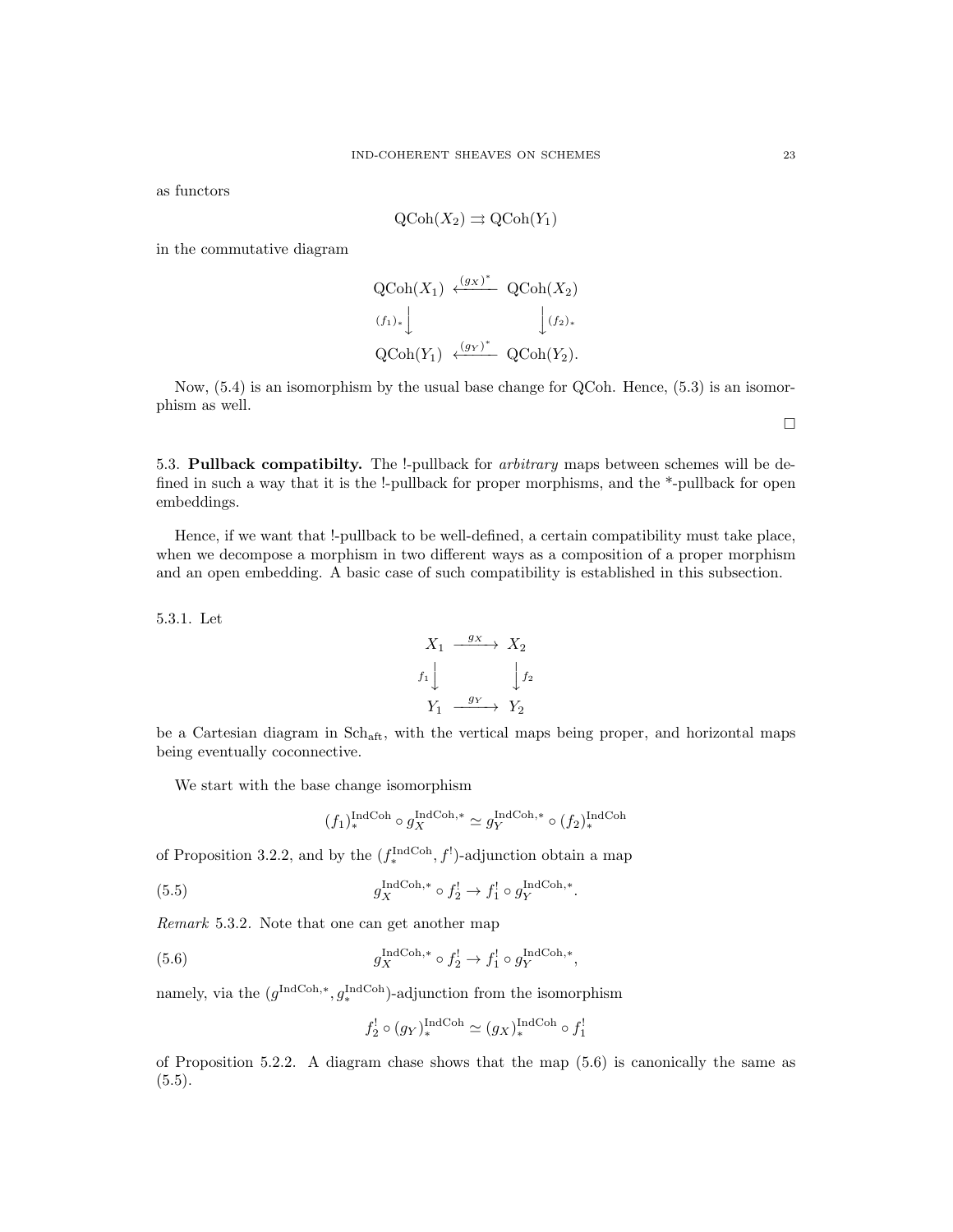as functors

$$\mathrm{QCoh}(X_2) \rightrightarrows \mathrm{QCoh}(Y_1)$$

in the commutative diagram

$$\begin{array}{ccc} \mathrm{QCoh}(X_1) & \xleftarrow{(g_X)^*} & \mathrm{QCoh}(X_2) \\ {\scriptstyle (f_1)_*}\downarrow & & \downarrow{\scriptstyle (f_2)_*} \\ \mathrm{QCoh}(Y_1) & \xleftarrow{(g_Y)^*} & \mathrm{QCoh}(Y_2). \end{array}$$

Now, (5.4) is an isomorphism by the usual base change for QCoh. Hence, (5.3) is an isomorphism as well.

□

## 5.3. Pullback compatibilty.

The !-pullback for *arbitrary* maps between schemes will be defined in such a way that it is the !-pullback for proper morphisms, and the \*-pullback for open embeddings.

Hence, if we want that !-pullback to be well-defined, a certain compatibility must take place, when we decompose a morphism in two different ways as a composition of a proper morphism and an open embedding. A basic case of such compatibility is established in this subsection.

5.3.1. Let

$$\begin{array}{ccc} X_1 & \xrightarrow{g_X} & X_2 \\ {\scriptstyle f_1}\downarrow & & \downarrow{\scriptstyle f_2} \\ Y_1 & \xrightarrow{g_Y} & Y_2 \end{array}$$

be a Cartesian diagram in $\mathrm{Sch}_{\mathrm{aft}}$, with the vertical maps being proper, and horizontal maps being eventually coconnective.

We start with the base change isomorphism

$$(f_1)_*^{\mathrm{IndCoh}} \circ g_X^{\mathrm{IndCoh},*} \simeq g_Y^{\mathrm{IndCoh},*} \circ (f_2)_*^{\mathrm{IndCoh}}$$

of Proposition 3.2.2, and by the $(f_*^{\mathrm{IndCoh}}, f^!)$-adjunction obtain a map

$$g_X^{\mathrm{IndCoh},*} \circ f_2^! \to f_1^! \circ g_Y^{\mathrm{IndCoh},*}. \tag{5.5}$$

*Remark* 5.3.2. Note that one can get another map

$$g_X^{\mathrm{IndCoh},*} \circ f_2^! \to f_1^! \circ g_Y^{\mathrm{IndCoh},*}, \tag{5.6}$$

namely, via the $(g^{\mathrm{IndCoh},*}, g_*^{\mathrm{IndCoh}})$-adjunction from the isomorphism

$$f_2^! \circ (g_Y)_*^{\mathrm{IndCoh}} \simeq (g_X)_*^{\mathrm{IndCoh}} \circ f_1^!$$

of Proposition 5.2.2. A diagram chase shows that the map (5.6) is canonically the same as (5.5).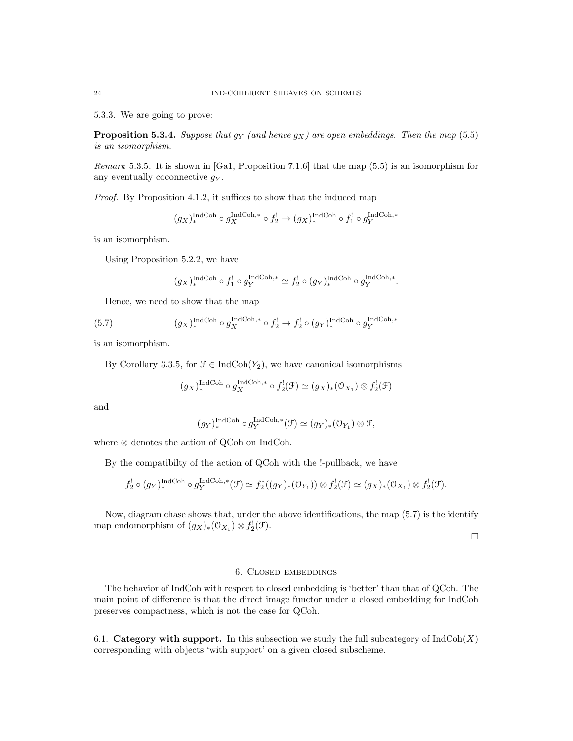5.3.3. We are going to prove:

**Proposition 5.3.4.** *Suppose that $g_Y$ (and hence $g_X$) are open embeddings. Then the map (5.5) is an isomorphism.*

*Remark* 5.3.5. It is shown in [Ga1, Proposition 7.1.6] that the map (5.5) is an isomorphism for any eventually coconnective $g_Y$.

*Proof.* By Proposition 4.1.2, it suffices to show that the induced map

$$(g_X)_*^{\mathrm{IndCoh}} \circ g_X^{\mathrm{IndCoh},*} \circ f_2^! \to (g_X)_*^{\mathrm{IndCoh}} \circ f_1^! \circ g_Y^{\mathrm{IndCoh},*}$$

is an isomorphism.

Using Proposition 5.2.2, we have

$$(g_X)_*^{\mathrm{IndCoh}} \circ f_1^! \circ g_Y^{\mathrm{IndCoh},*} \simeq f_2^! \circ (g_Y)_*^{\mathrm{IndCoh}} \circ g_Y^{\mathrm{IndCoh},*}.$$

Hence, we need to show that the map

$$(g_X)_*^{\mathrm{IndCoh}} \circ g_X^{\mathrm{IndCoh},*} \circ f_2^! \to f_2^! \circ (g_Y)_*^{\mathrm{IndCoh}} \circ g_Y^{\mathrm{IndCoh},*} \tag{5.7}$$

is an isomorphism.

By Corollary 3.3.5, for $\mathcal{F} \in \mathrm{IndCoh}(Y_2)$, we have canonical isomorphisms

$$(g_X)_*^{\mathrm{IndCoh}} \circ g_X^{\mathrm{IndCoh},*} \circ f_2^!(\mathcal{F}) \simeq (g_X)_*(\mathcal{O}_{X_1}) \otimes f_2^!(\mathcal{F})$$

and

$$(g_Y)_*^{\mathrm{IndCoh}} \circ g_Y^{\mathrm{IndCoh},*}(\mathcal{F}) \simeq (g_Y)_*(\mathcal{O}_{Y_1}) \otimes \mathcal{F},$$

where $\otimes$ denotes the action of QCoh on IndCoh.

By the compatibilty of the action of QCoh with the !-pullback, we have

$$f_2^! \circ (g_Y)_*^{\mathrm{IndCoh}} \circ g_Y^{\mathrm{IndCoh},*}(\mathcal{F}) \simeq f_2^*((g_Y)_*(\mathcal{O}_{Y_1})) \otimes f_2^!(\mathcal{F}) \simeq (g_X)_*(\mathcal{O}_{X_1}) \otimes f_2^!(\mathcal{F}).$$

Now, diagram chase shows that, under the above identifications, the map (5.7) is the identify map endomorphism of $(g_X)_*(\mathcal{O}_{X_1}) \otimes f_2^!(\mathcal{F})$.

□

## 6. Closed embeddings

The behavior of IndCoh with respect to closed embedding is 'better' than that of QCoh. The main point of difference is that the direct image functor under a closed embedding for IndCoh preserves compactness, which is not the case for QCoh.

6.1. **Category with support.** In this subsection we study the full subcategory of $\mathrm{IndCoh}(X)$ corresponding with objects 'with support' on a given closed subscheme.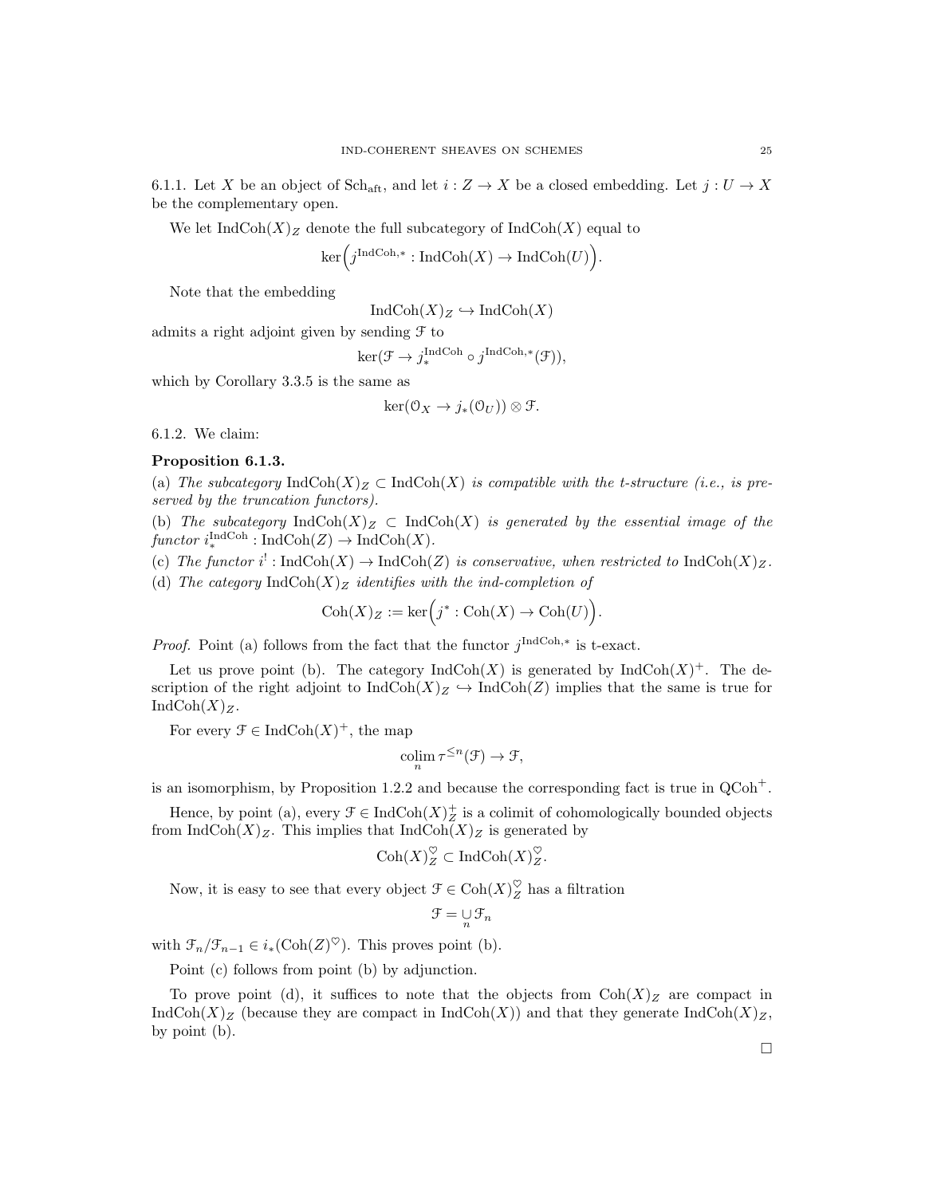6.1.1. Let $X$ be an object of $\mathrm{Sch}_{\mathrm{aft}}$, and let $i : Z \to X$ be a closed embedding. Let $j : U \to X$ be the complementary open.

We let $\mathrm{IndCoh}(X)_Z$ denote the full subcategory of $\mathrm{IndCoh}(X)$ equal to

$$\ker\Big(j^{\mathrm{IndCoh},*} : \mathrm{IndCoh}(X) \to \mathrm{IndCoh}(U)\Big).$$

Note that the embedding

$$\mathrm{IndCoh}(X)_Z \hookrightarrow \mathrm{IndCoh}(X)$$

admits a right adjoint given by sending $\mathcal{F}$ to

$$\ker(\mathcal{F} \to j_*^{\mathrm{IndCoh}} \circ j^{\mathrm{IndCoh},*}(\mathcal{F})),$$

which by Corollary 3.3.5 is the same as

$$\ker(\mathcal{O}_X \to j_*(\mathcal{O}_U)) \otimes \mathcal{F}.$$

6.1.2. We claim:

**Proposition 6.1.3.**

(a) *The subcategory $\mathrm{IndCoh}(X)_Z \subset \mathrm{IndCoh}(X)$ is compatible with the t-structure (i.e., is preserved by the truncation functors).*

(b) *The subcategory $\mathrm{IndCoh}(X)_Z \subset \mathrm{IndCoh}(X)$ is generated by the essential image of the functor $i_*^{\mathrm{IndCoh}} : \mathrm{IndCoh}(Z) \to \mathrm{IndCoh}(X)$.*

(c) *The functor $i^! : \mathrm{IndCoh}(X) \to \mathrm{IndCoh}(Z)$ is conservative, when restricted to $\mathrm{IndCoh}(X)_Z$.*

(d) *The category $\mathrm{IndCoh}(X)_Z$ identifies with the ind-completion of*

$$\mathrm{Coh}(X)_Z := \ker\Big(j^* : \mathrm{Coh}(X) \to \mathrm{Coh}(U)\Big).$$

*Proof.* Point (a) follows from the fact that the functor $j^{\mathrm{IndCoh},*}$ is t-exact.

Let us prove point (b). The category $\mathrm{IndCoh}(X)$ is generated by $\mathrm{IndCoh}(X)^+$. The description of the right adjoint to $\mathrm{IndCoh}(X)_Z \hookrightarrow \mathrm{IndCoh}(Z)$ implies that the same is true for $\mathrm{IndCoh}(X)_Z$.

For every $\mathcal{F} \in \mathrm{IndCoh}(X)^+$, the map

$$\underset{n}{\mathrm{colim}}\, \tau^{\leq n}(\mathcal{F}) \to \mathcal{F},$$

is an isomorphism, by Proposition 1.2.2 and because the corresponding fact is true in $\mathrm{QCoh}^+$.

Hence, by point (a), every $\mathcal{F} \in \mathrm{IndCoh}(X)_Z^+$ is a colimit of cohomologically bounded objects from $\mathrm{IndCoh}(X)_Z$. This implies that $\mathrm{IndCoh}(X)_Z$ is generated by

$$\mathrm{Coh}(X)_Z^{\heartsuit} \subset \mathrm{IndCoh}(X)_Z^{\heartsuit}.$$

Now, it is easy to see that every object $\mathcal{F} \in \mathrm{Coh}(X)_Z^{\heartsuit}$ has a filtration

$$\mathcal{F} = \underset{n}{\cup}\, \mathcal{F}_n$$

with $\mathcal{F}_n/\mathcal{F}_{n-1} \in i_*(\mathrm{Coh}(Z)^{\heartsuit})$. This proves point (b).

Point (c) follows from point (b) by adjunction.

To prove point (d), it suffices to note that the objects from $\mathrm{Coh}(X)_Z$ are compact in $\mathrm{IndCoh}(X)_Z$ (because they are compact in $\mathrm{IndCoh}(X)$) and that they generate $\mathrm{IndCoh}(X)_Z$, by point (b).

$\square$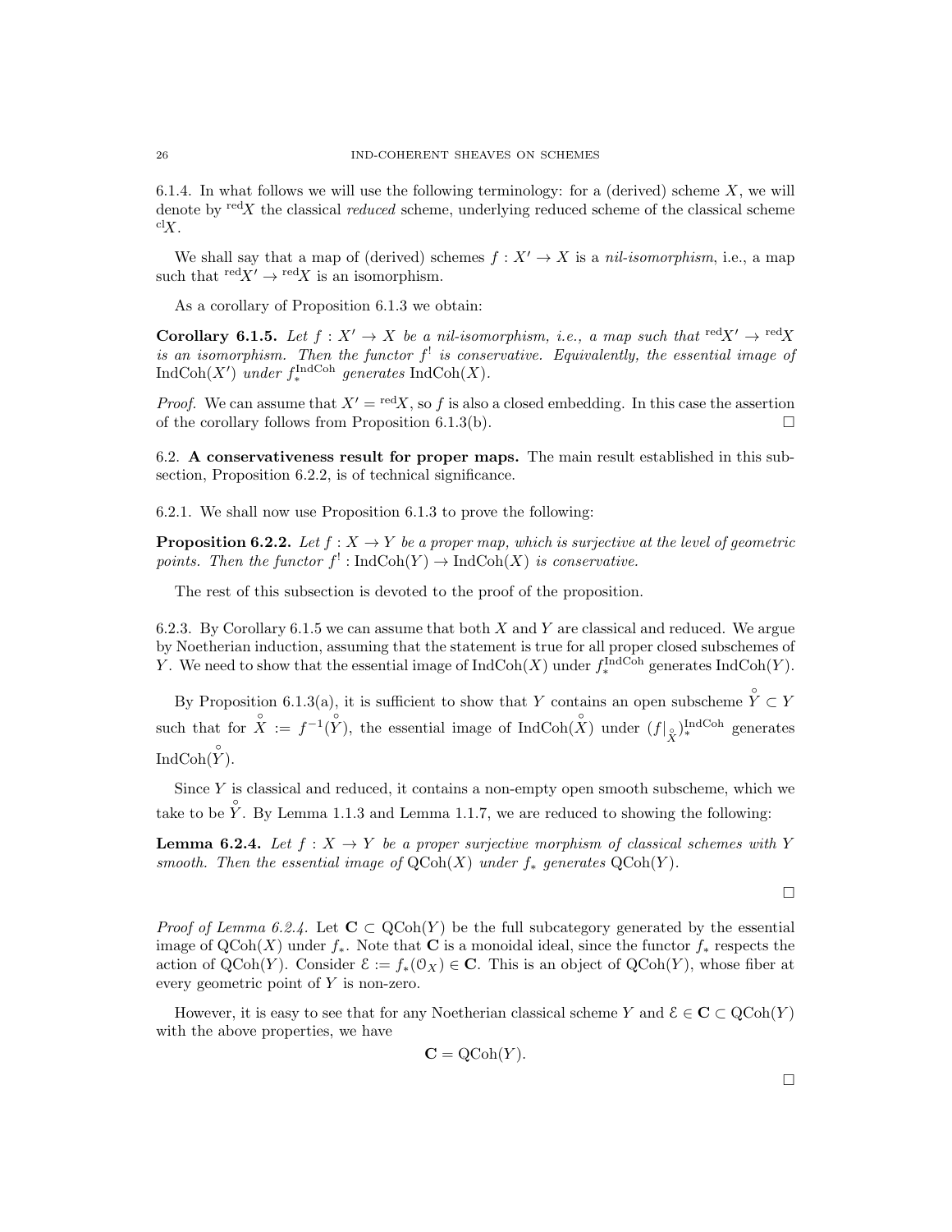6.1.4. In what follows we will use the following terminology: for a (derived) scheme $X$, we will denote by ${}^{\mathrm{red}}X$ the classical *reduced* scheme, underlying reduced scheme of the classical scheme ${}^{\mathrm{cl}}X$.

We shall say that a map of (derived) schemes $f : X' \to X$ is a *nil-isomorphism*, i.e., a map such that ${}^{\mathrm{red}}X' \to {}^{\mathrm{red}}X$ is an isomorphism.

As a corollary of Proposition 6.1.3 we obtain:

**Corollary 6.1.5.** *Let $f : X' \to X$ be a nil-isomorphism, i.e., a map such that ${}^{\mathrm{red}}X' \to {}^{\mathrm{red}}X$ is an isomorphism. Then the functor $f^!$ is conservative. Equivalently, the essential image of $\mathrm{IndCoh}(X')$ under $f_*^{\mathrm{IndCoh}}$ generates $\mathrm{IndCoh}(X)$.*

*Proof.* We can assume that $X' = {}^{\mathrm{red}}X$, so $f$ is also a closed embedding. In this case the assertion of the corollary follows from Proposition 6.1.3(b). □

6.2. **A conservativeness result for proper maps.** The main result established in this subsection, Proposition 6.2.2, is of technical significance.

6.2.1. We shall now use Proposition 6.1.3 to prove the following:

**Proposition 6.2.2.** *Let $f : X \to Y$ be a proper map, which is surjective at the level of geometric points. Then the functor $f^! : \mathrm{IndCoh}(Y) \to \mathrm{IndCoh}(X)$ is conservative.*

The rest of this subsection is devoted to the proof of the proposition.

6.2.3. By Corollary 6.1.5 we can assume that both $X$ and $Y$ are classical and reduced. We argue by Noetherian induction, assuming that the statement is true for all proper closed subschemes of $Y$. We need to show that the essential image of $\mathrm{IndCoh}(X)$ under $f_*^{\mathrm{IndCoh}}$ generates $\mathrm{IndCoh}(Y)$.

By Proposition 6.1.3(a), it is sufficient to show that $Y$ contains an open subscheme $\overset{\circ}{Y} \subset Y$ such that for $\overset{\circ}{X} := f^{-1}(\overset{\circ}{Y})$, the essential image of $\mathrm{IndCoh}(\overset{\circ}{X})$ under $(f|_{\overset{\circ}{X}})_*^{\mathrm{IndCoh}}$ generates $\mathrm{IndCoh}(\overset{\circ}{Y})$.

Since $Y$ is classical and reduced, it contains a non-empty open smooth subscheme, which we take to be $\overset{\circ}{Y}$. By Lemma 1.1.3 and Lemma 1.1.7, we are reduced to showing the following:

**Lemma 6.2.4.** *Let $f : X \to Y$ be a proper surjective morphism of classical schemes with $Y$ smooth. Then the essential image of $\mathrm{QCoh}(X)$ under $f_*$ generates $\mathrm{QCoh}(Y)$.*

□

*Proof of Lemma 6.2.4.* Let $\mathbf{C} \subset \mathrm{QCoh}(Y)$ be the full subcategory generated by the essential image of $\mathrm{QCoh}(X)$ under $f_*$. Note that $\mathbf{C}$ is a monoidal ideal, since the functor $f_*$ respects the action of $\mathrm{QCoh}(Y)$. Consider $\mathcal{E} := f_*(\mathcal{O}_X) \in \mathbf{C}$. This is an object of $\mathrm{QCoh}(Y)$, whose fiber at every geometric point of $Y$ is non-zero.

However, it is easy to see that for any Noetherian classical scheme $Y$ and $\mathcal{E} \in \mathbf{C} \subset \mathrm{QCoh}(Y)$ with the above properties, we have

$$\mathbf{C} = \mathrm{QCoh}(Y).$$

□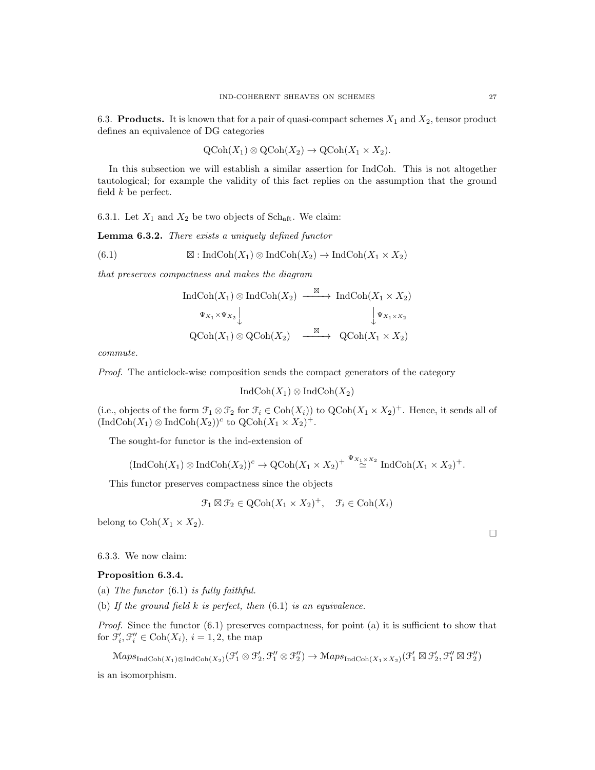6.3. **Products.** It is known that for a pair of quasi-compact schemes $X_1$ and $X_2$, tensor product defines an equivalence of DG categories

$$\mathrm{QCoh}(X_1) \otimes \mathrm{QCoh}(X_2) \to \mathrm{QCoh}(X_1 \times X_2).$$

In this subsection we will establish a similar assertion for IndCoh. This is not altogether tautological; for example the validity of this fact replies on the assumption that the ground field $k$ be perfect.

6.3.1. Let $X_1$ and $X_2$ be two objects of $\mathrm{Sch}_{\mathrm{aft}}$. We claim:

**Lemma 6.3.2.** *There exists a uniquely defined functor*

$$\boxtimes : \mathrm{IndCoh}(X_1) \otimes \mathrm{IndCoh}(X_2) \to \mathrm{IndCoh}(X_1 \times X_2) \tag{6.1}$$

*that preserves compactness and makes the diagram*

$$\begin{array}{ccc} \mathrm{IndCoh}(X_1) \otimes \mathrm{IndCoh}(X_2) & \xrightarrow{\boxtimes} & \mathrm{IndCoh}(X_1 \times X_2) \\ {\scriptstyle \Psi_{X_1} \times \Psi_{X_2}} \downarrow & & \downarrow {\scriptstyle \Psi_{X_1 \times X_2}} \\ \mathrm{QCoh}(X_1) \otimes \mathrm{QCoh}(X_2) & \xrightarrow{\boxtimes} & \mathrm{QCoh}(X_1 \times X_2) \end{array}$$

*commute.*

*Proof.* The anticlock-wise composition sends the compact generators of the category

$$\mathrm{IndCoh}(X_1) \otimes \mathrm{IndCoh}(X_2)$$

(i.e., objects of the form $\mathcal{F}_1 \otimes \mathcal{F}_2$ for $\mathcal{F}_i \in \mathrm{Coh}(X_i)$) to $\mathrm{QCoh}(X_1 \times X_2)^+$. Hence, it sends all of $(\mathrm{IndCoh}(X_1) \otimes \mathrm{IndCoh}(X_2))^c$ to $\mathrm{QCoh}(X_1 \times X_2)^+$.

The sought-for functor is the ind-extension of

$$(\mathrm{IndCoh}(X_1) \otimes \mathrm{IndCoh}(X_2))^c \to \mathrm{QCoh}(X_1 \times X_2)^+ \overset{\Psi_{X_1 \times X_2}}{\simeq} \mathrm{IndCoh}(X_1 \times X_2)^+.$$

This functor preserves compactness since the objects

$$\mathcal{F}_1 \boxtimes \mathcal{F}_2 \in \mathrm{QCoh}(X_1 \times X_2)^+, \quad \mathcal{F}_i \in \mathrm{Coh}(X_i)$$

belong to $\mathrm{Coh}(X_1 \times X_2)$. $\square$

6.3.3. We now claim:

**Proposition 6.3.4.**

(a) *The functor* (6.1) *is fully faithful.*

(b) *If the ground field $k$ is perfect, then* (6.1) *is an equivalence.*

*Proof.* Since the functor (6.1) preserves compactness, for point (a) it is sufficient to show that for $\mathcal{F}'_i, \mathcal{F}''_i \in \mathrm{Coh}(X_i)$, $i = 1, 2$, the map

$$\mathcal{M}aps_{\mathrm{IndCoh}(X_1) \otimes \mathrm{IndCoh}(X_2)}(\mathcal{F}'_1 \otimes \mathcal{F}'_2, \mathcal{F}''_1 \otimes \mathcal{F}''_2) \to \mathcal{M}aps_{\mathrm{IndCoh}(X_1 \times X_2)}(\mathcal{F}'_1 \boxtimes \mathcal{F}'_2, \mathcal{F}''_1 \boxtimes \mathcal{F}''_2)$$

is an isomorphism.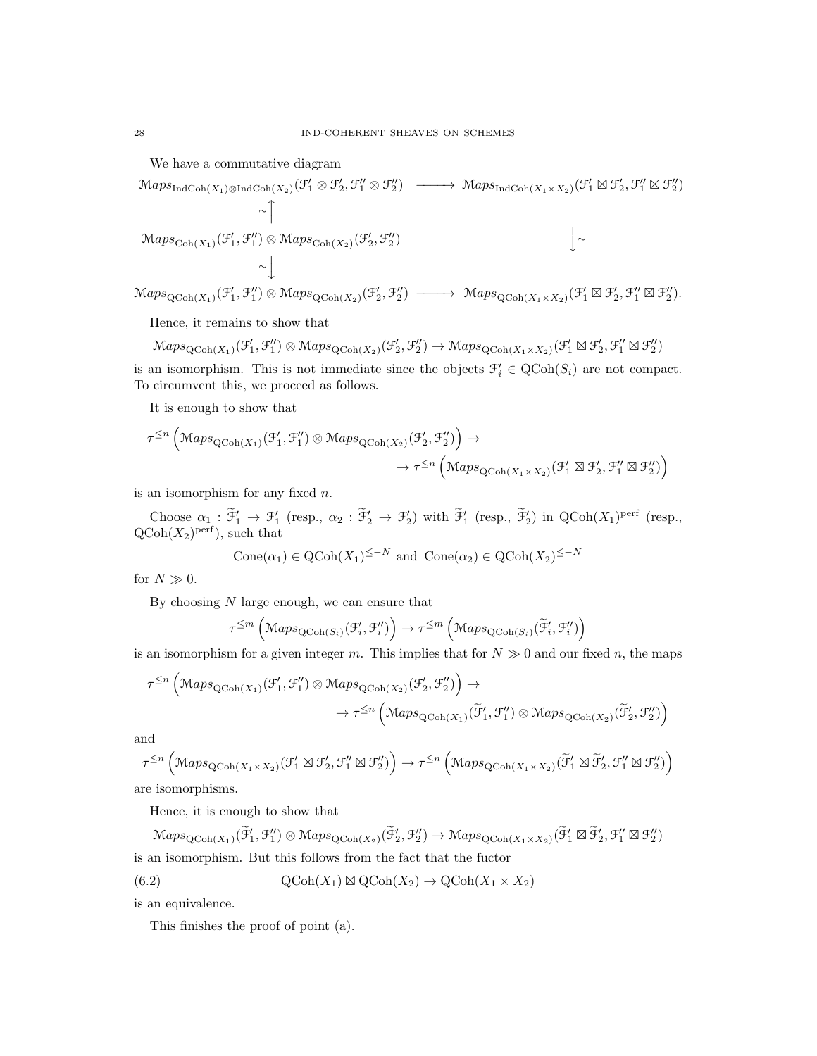We have a commutative diagram

$$
\begin{array}{ccc}
\mathcal{M}aps_{\mathrm{IndCoh}(X_1)\otimes \mathrm{IndCoh}(X_2)}(\mathcal{F}'_1\otimes \mathcal{F}'_2, \mathcal{F}''_1\otimes \mathcal{F}''_2) & \longrightarrow & \mathcal{M}aps_{\mathrm{IndCoh}(X_1\times X_2)}(\mathcal{F}'_1\boxtimes \mathcal{F}'_2, \mathcal{F}''_1\boxtimes \mathcal{F}''_2) \\
\sim\Big\uparrow & & \\
\mathcal{M}aps_{\mathrm{Coh}(X_1)}(\mathcal{F}'_1, \mathcal{F}''_1)\otimes \mathcal{M}aps_{\mathrm{Coh}(X_2)}(\mathcal{F}'_2, \mathcal{F}''_2) & & \Big\downarrow\sim \\
\sim\Big\downarrow & & \\
\mathcal{M}aps_{\mathrm{QCoh}(X_1)}(\mathcal{F}'_1, \mathcal{F}''_1)\otimes \mathcal{M}aps_{\mathrm{QCoh}(X_2)}(\mathcal{F}'_2, \mathcal{F}''_2) & \longrightarrow & \mathcal{M}aps_{\mathrm{QCoh}(X_1\times X_2)}(\mathcal{F}'_1\boxtimes \mathcal{F}'_2, \mathcal{F}''_1\boxtimes \mathcal{F}''_2).
\end{array}
$$

Hence, it remains to show that

$$\mathcal{M}aps_{\mathrm{QCoh}(X_1)}(\mathcal{F}'_1, \mathcal{F}''_1)\otimes \mathcal{M}aps_{\mathrm{QCoh}(X_2)}(\mathcal{F}'_2, \mathcal{F}''_2) \to \mathcal{M}aps_{\mathrm{QCoh}(X_1\times X_2)}(\mathcal{F}'_1\boxtimes \mathcal{F}'_2, \mathcal{F}''_1\boxtimes \mathcal{F}''_2)$$

is an isomorphism. This is not immediate since the objects $\mathcal{F}'_i\in \mathrm{QCoh}(S_i)$ are not compact. To circumvent this, we proceed as follows.

It is enough to show that

$$\tau^{\leq n}\left(\mathcal{M}aps_{\mathrm{QCoh}(X_1)}(\mathcal{F}'_1, \mathcal{F}''_1)\otimes \mathcal{M}aps_{\mathrm{QCoh}(X_2)}(\mathcal{F}'_2, \mathcal{F}''_2)\right) \to \\ \to \tau^{\leq n}\left(\mathcal{M}aps_{\mathrm{QCoh}(X_1\times X_2)}(\mathcal{F}'_1\boxtimes \mathcal{F}'_2, \mathcal{F}''_1\boxtimes \mathcal{F}''_2)\right)$$

is an isomorphism for any fixed $n$.

Choose $\alpha_1 : \widetilde{\mathcal{F}}'_1 \to \mathcal{F}'_1$ (resp., $\alpha_2 : \widetilde{\mathcal{F}}'_2 \to \mathcal{F}'_2$) with $\widetilde{\mathcal{F}}'_1$ (resp., $\widetilde{\mathcal{F}}'_2$) in $\mathrm{QCoh}(X_1)^{\mathrm{perf}}$ (resp., $\mathrm{QCoh}(X_2)^{\mathrm{perf}}$), such that

$$\mathrm{Cone}(\alpha_1)\in \mathrm{QCoh}(X_1)^{\leq -N} \text{ and } \mathrm{Cone}(\alpha_2)\in \mathrm{QCoh}(X_2)^{\leq -N}$$

for $N \gg 0$.

By choosing $N$ large enough, we can ensure that

$$\tau^{\leq m}\left(\mathcal{M}aps_{\mathrm{QCoh}(S_i)}(\mathcal{F}'_i, \mathcal{F}''_i)\right) \to \tau^{\leq m}\left(\mathcal{M}aps_{\mathrm{QCoh}(S_i)}(\widetilde{\mathcal{F}}'_i, \mathcal{F}''_i)\right)$$

is an isomorphism for a given integer $m$. This implies that for $N \gg 0$ and our fixed $n$, the maps

$$\tau^{\leq n}\left(\mathcal{M}aps_{\mathrm{QCoh}(X_1)}(\mathcal{F}'_1, \mathcal{F}''_1)\otimes \mathcal{M}aps_{\mathrm{QCoh}(X_2)}(\mathcal{F}'_2, \mathcal{F}''_2)\right) \to \\ \to \tau^{\leq n}\left(\mathcal{M}aps_{\mathrm{QCoh}(X_1)}(\widetilde{\mathcal{F}}'_1, \mathcal{F}''_1)\otimes \mathcal{M}aps_{\mathrm{QCoh}(X_2)}(\widetilde{\mathcal{F}}'_2, \mathcal{F}''_2)\right)$$

and

$$\tau^{\leq n}\left(\mathcal{M}aps_{\mathrm{QCoh}(X_1\times X_2)}(\mathcal{F}'_1\boxtimes \mathcal{F}'_2, \mathcal{F}''_1\boxtimes \mathcal{F}''_2)\right) \to \tau^{\leq n}\left(\mathcal{M}aps_{\mathrm{QCoh}(X_1\times X_2)}(\widetilde{\mathcal{F}}'_1\boxtimes \widetilde{\mathcal{F}}'_2, \mathcal{F}''_1\boxtimes \mathcal{F}''_2)\right)$$

are isomorphisms.

Hence, it is enough to show that

$$\mathcal{M}aps_{\mathrm{QCoh}(X_1)}(\widetilde{\mathcal{F}}'_1, \mathcal{F}''_1)\otimes \mathcal{M}aps_{\mathrm{QCoh}(X_2)}(\widetilde{\mathcal{F}}'_2, \mathcal{F}''_2) \to \mathcal{M}aps_{\mathrm{QCoh}(X_1\times X_2)}(\widetilde{\mathcal{F}}'_1\boxtimes \widetilde{\mathcal{F}}'_2, \mathcal{F}''_1\boxtimes \mathcal{F}''_2)$$

is an isomorphism. But this follows from the fact that the fuctor

$$\mathrm{QCoh}(X_1)\boxtimes \mathrm{QCoh}(X_2) \to \mathrm{QCoh}(X_1\times X_2) \tag{6.2}$$

is an equivalence.

This finishes the proof of point (a).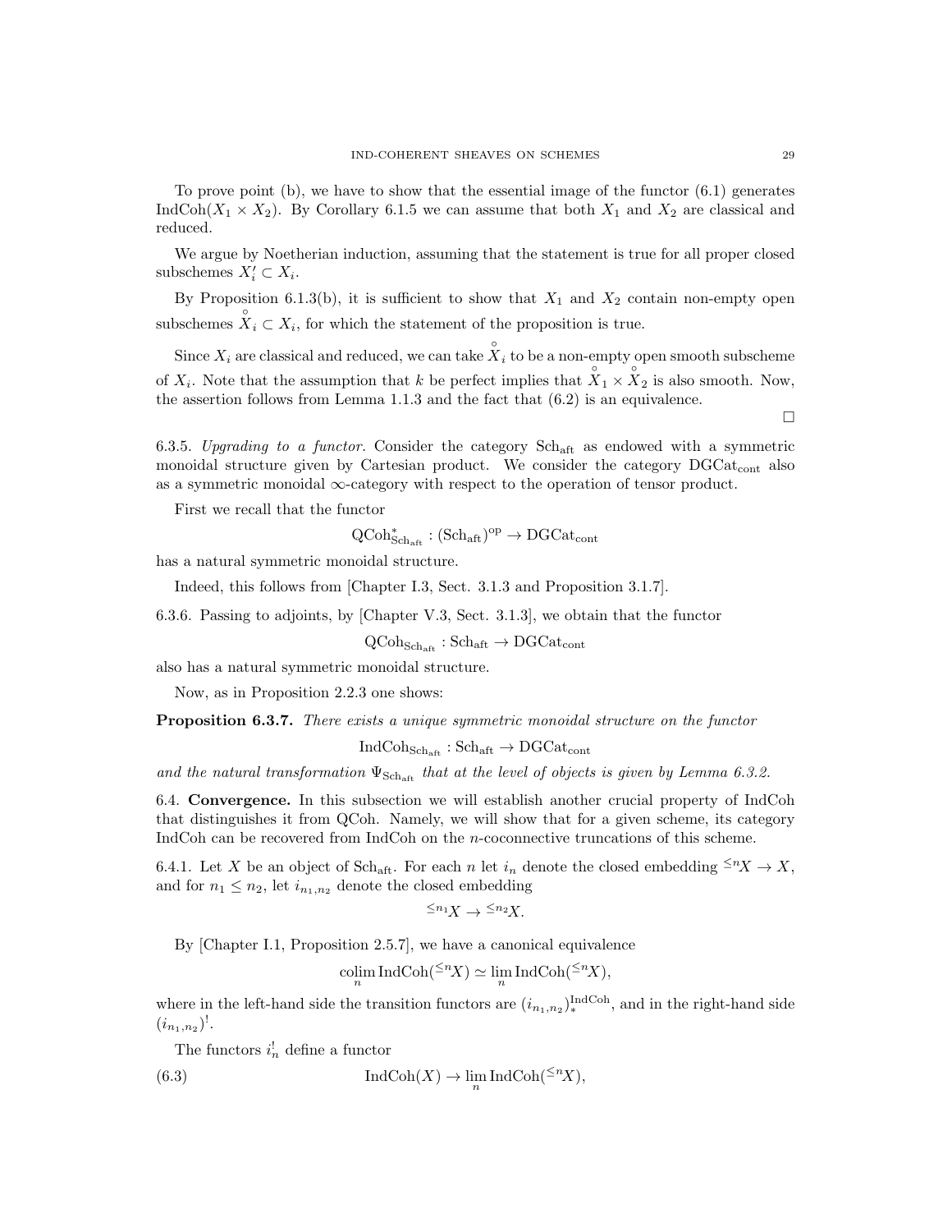To prove point (b), we have to show that the essential image of the functor (6.1) generates $\mathrm{IndCoh}(X_1 \times X_2)$. By Corollary 6.1.5 we can assume that both $X_1$ and $X_2$ are classical and reduced.

We argue by Noetherian induction, assuming that the statement is true for all proper closed subschemes $X_i' \subset X_i$.

By Proposition 6.1.3(b), it is sufficient to show that $X_1$ and $X_2$ contain non-empty open subschemes $\overset{\circ}{X}_i \subset X_i$, for which the statement of the proposition is true.

Since $X_i$ are classical and reduced, we can take $\overset{\circ}{X}_i$ to be a non-empty open smooth subscheme of $X_i$. Note that the assumption that $k$ be perfect implies that $\overset{\circ}{X}_1 \times \overset{\circ}{X}_2$ is also smooth. Now, the assertion follows from Lemma 1.1.3 and the fact that (6.2) is an equivalence.

□

6.3.5. *Upgrading to a functor.* Consider the category $\mathrm{Sch}_{\mathrm{aft}}$ as endowed with a symmetric monoidal structure given by Cartesian product. We consider the category $\mathrm{DGCat}_{\mathrm{cont}}$ also as a symmetric monoidal $\infty$-category with respect to the operation of tensor product.

First we recall that the functor

$$\mathrm{QCoh}^*_{\mathrm{Sch}_{\mathrm{aft}}} : (\mathrm{Sch}_{\mathrm{aft}})^{\mathrm{op}} \to \mathrm{DGCat}_{\mathrm{cont}}$$

has a natural symmetric monoidal structure.

Indeed, this follows from [Chapter I.3, Sect. 3.1.3 and Proposition 3.1.7].

6.3.6. Passing to adjoints, by [Chapter V.3, Sect. 3.1.3], we obtain that the functor

$$\mathrm{QCoh}_{\mathrm{Sch}_{\mathrm{aft}}} : \mathrm{Sch}_{\mathrm{aft}} \to \mathrm{DGCat}_{\mathrm{cont}}$$

also has a natural symmetric monoidal structure.

Now, as in Proposition 2.2.3 one shows:

**Proposition 6.3.7.** *There exists a unique symmetric monoidal structure on the functor*

$$\mathrm{IndCoh}_{\mathrm{Sch}_{\mathrm{aft}}} : \mathrm{Sch}_{\mathrm{aft}} \to \mathrm{DGCat}_{\mathrm{cont}}$$

*and the natural transformation $\Psi_{\mathrm{Sch}_{\mathrm{aft}}}$ that at the level of objects is given by Lemma 6.3.2.*

6.4. **Convergence.** In this subsection we will establish another crucial property of IndCoh that distinguishes it from QCoh. Namely, we will show that for a given scheme, its category IndCoh can be recovered from IndCoh on the $n$-coconnective truncations of this scheme.

6.4.1. Let $X$ be an object of $\mathrm{Sch}_{\mathrm{aft}}$. For each $n$ let $i_n$ denote the closed embedding ${}^{\leq n}X \to X$, and for $n_1 \leq n_2$, let $i_{n_1,n_2}$ denote the closed embedding

$${}^{\leq n_1}X \to {}^{\leq n_2}X.$$

By [Chapter I.1, Proposition 2.5.7], we have a canonical equivalence

$$\underset{n}{\mathrm{colim}}\, \mathrm{IndCoh}({}^{\leq n}X) \simeq \underset{n}{\lim}\, \mathrm{IndCoh}({}^{\leq n}X),$$

where in the left-hand side the transition functors are $(i_{n_1,n_2})^{\mathrm{IndCoh}}_*$, and in the right-hand side $(i_{n_1,n_2})^!$.

The functors $i_n^!$ define a functor

$$\mathrm{IndCoh}(X) \to \underset{n}{\lim}\, \mathrm{IndCoh}({}^{\leq n}X), \tag{6.3}$$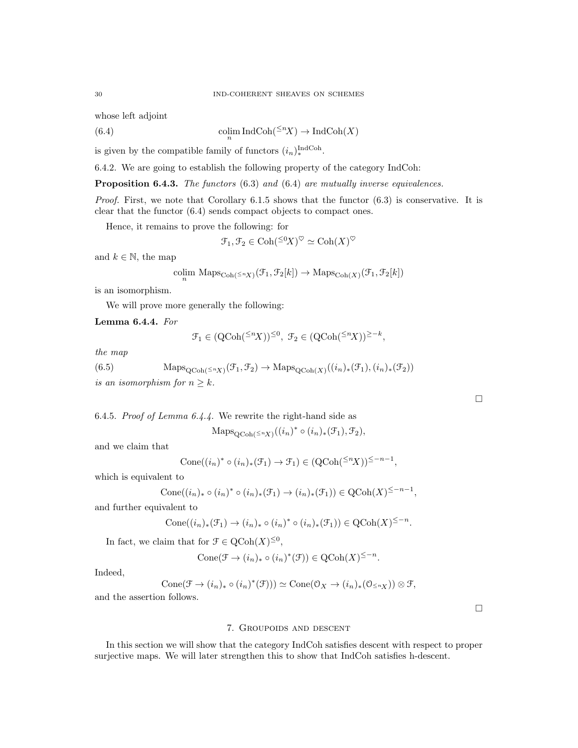whose left adjoint

$$\operatorname*{colim}_n \operatorname{IndCoh}({}^{\leq n}X) \to \operatorname{IndCoh}(X) \tag{6.4}$$

is given by the compatible family of functors $(i_n)_*^{\operatorname{IndCoh}}$.

6.4.2. We are going to establish the following property of the category IndCoh:

**Proposition 6.4.3.** *The functors* (6.3) *and* (6.4) *are mutually inverse equivalences.*

*Proof.* First, we note that Corollary 6.1.5 shows that the functor (6.3) is conservative. It is clear that the functor (6.4) sends compact objects to compact ones.

Hence, it remains to prove the following: for

$$\mathcal{F}_1, \mathcal{F}_2 \in \operatorname{Coh}({}^{\leq 0}X)^{\heartsuit} \simeq \operatorname{Coh}(X)^{\heartsuit}$$

and $k \in \mathbb{N}$, the map

$$\operatorname*{colim}_n \operatorname{Maps}_{\operatorname{Coh}({}^{\leq n}X)}(\mathcal{F}_1, \mathcal{F}_2[k]) \to \operatorname{Maps}_{\operatorname{Coh}(X)}(\mathcal{F}_1, \mathcal{F}_2[k])$$

is an isomorphism.

We will prove more generally the following:

**Lemma 6.4.4.** *For*

$$\mathcal{F}_1 \in (\operatorname{QCoh}({}^{\leq n}X))^{\leq 0},\ \mathcal{F}_2 \in (\operatorname{QCoh}({}^{\leq n}X))^{\geq -k},$$

*the map*

$$\operatorname{Maps}_{\operatorname{QCoh}({}^{\leq n}X)}(\mathcal{F}_1, \mathcal{F}_2) \to \operatorname{Maps}_{\operatorname{QCoh}(X)}((i_n)_*(\mathcal{F}_1), (i_n)_*(\mathcal{F}_2)) \tag{6.5}$$

*is an isomorphism for $n \geq k$.*

□

6.4.5. *Proof of Lemma 6.4.4.* We rewrite the right-hand side as

$$\operatorname{Maps}_{\operatorname{QCoh}({}^{\leq n}X)}((i_n)^* \circ (i_n)_*(\mathcal{F}_1), \mathcal{F}_2),$$

and we claim that

$$\operatorname{Cone}((i_n)^* \circ (i_n)_*(\mathcal{F}_1) \to \mathcal{F}_1) \in (\operatorname{QCoh}({}^{\leq n}X))^{\leq -n-1},$$

which is equivalent to

$$\operatorname{Cone}((i_n)_* \circ (i_n)^* \circ (i_n)_*(\mathcal{F}_1) \to (i_n)_*(\mathcal{F}_1)) \in \operatorname{QCoh}(X)^{\leq -n-1},$$

and further equivalent to

$$\operatorname{Cone}((i_n)_*(\mathcal{F}_1) \to (i_n)_* \circ (i_n)^* \circ (i_n)_*(\mathcal{F}_1)) \in \operatorname{QCoh}(X)^{\leq -n}.$$

In fact, we claim that for $\mathcal{F} \in \operatorname{QCoh}(X)^{\leq 0}$,

$$\operatorname{Cone}(\mathcal{F} \to (i_n)_* \circ (i_n)^*(\mathcal{F})) \in \operatorname{QCoh}(X)^{\leq -n}.$$

Indeed,

$$\operatorname{Cone}(\mathcal{F} \to (i_n)_* \circ (i_n)^*(\mathcal{F}))) \simeq \operatorname{Cone}(\mathcal{O}_X \to (i_n)_*(\mathcal{O}_{{}^{\leq n}X})) \otimes \mathcal{F},$$

and the assertion follows.

□

## 7. Groupoids and descent

In this section we will show that the category IndCoh satisfies descent with respect to proper surjective maps. We will later strengthen this to show that IndCoh satisfies h-descent.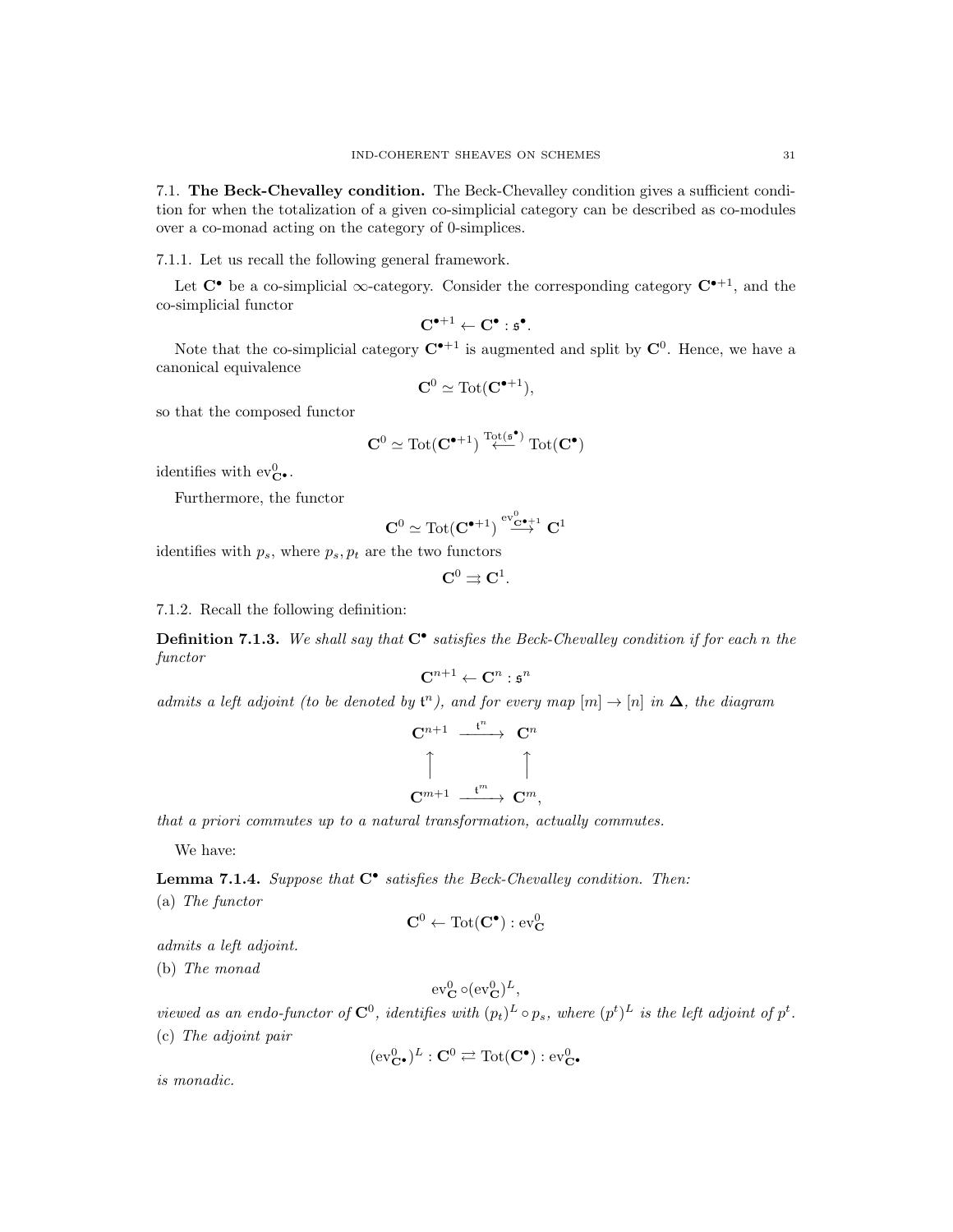## 7.1. The Beck-Chevalley condition.

The Beck-Chevalley condition gives a sufficient condition for when the totalization of a given co-simplicial category can be described as co-modules over a co-monad acting on the category of 0-simplices.

7.1.1. Let us recall the following general framework.

Let $\mathbf{C}^\bullet$ be a co-simplicial $\infty$-category. Consider the corresponding category $\mathbf{C}^{\bullet+1}$, and the co-simplicial functor

$$\mathbf{C}^{\bullet+1} \leftarrow \mathbf{C}^\bullet : \mathfrak{s}^\bullet.$$

Note that the co-simplicial category $\mathbf{C}^{\bullet+1}$ is augmented and split by $\mathbf{C}^0$. Hence, we have a canonical equivalence

$$\mathbf{C}^0 \simeq \mathrm{Tot}(\mathbf{C}^{\bullet+1}),$$

so that the composed functor

$$\mathbf{C}^0 \simeq \mathrm{Tot}(\mathbf{C}^{\bullet+1}) \overset{\mathrm{Tot}(\mathfrak{s}^\bullet)}{\longleftarrow} \mathrm{Tot}(\mathbf{C}^\bullet)$$

identifies with $\mathrm{ev}^0_{\mathbf{C}^\bullet}$.

Furthermore, the functor

$$\mathbf{C}^0 \simeq \mathrm{Tot}(\mathbf{C}^{\bullet+1}) \overset{\mathrm{ev}^0_{\mathbf{C}^{\bullet+1}}}{\longrightarrow} \mathbf{C}^1$$

identifies with $p_s$, where $p_s, p_t$ are the two functors

$$\mathbf{C}^0 \rightrightarrows \mathbf{C}^1.$$

7.1.2. Recall the following definition:

**Definition 7.1.3.** *We shall say that $\mathbf{C}^\bullet$ satisfies the Beck-Chevalley condition if for each $n$ the functor*

$$\mathbf{C}^{n+1} \leftarrow \mathbf{C}^n : \mathfrak{s}^n$$

*admits a left adjoint (to be denoted by $\mathfrak{t}^n$), and for every map $[m] \to [n]$ in $\mathbf{\Delta}$, the diagram*

$$\begin{array}{ccc}
\mathbf{C}^{n+1} & \xrightarrow{\mathfrak{t}^n} & \mathbf{C}^n \\
\uparrow & & \uparrow \\
\mathbf{C}^{m+1} & \xrightarrow{\mathfrak{t}^m} & \mathbf{C}^m,
\end{array}$$

*that a priori commutes up to a natural transformation, actually commutes.*

We have:

**Lemma 7.1.4.** *Suppose that $\mathbf{C}^\bullet$ satisfies the Beck-Chevalley condition. Then:*

(a) *The functor*

$$\mathbf{C}^0 \leftarrow \mathrm{Tot}(\mathbf{C}^\bullet) : \mathrm{ev}^0_{\mathbf{C}}$$

*admits a left adjoint.*

(b) *The monad*

$$\mathrm{ev}^0_{\mathbf{C}} \circ (\mathrm{ev}^0_{\mathbf{C}})^L,$$

*viewed as an endo-functor of $\mathbf{C}^0$, identifies with $(p_t)^L \circ p_s$, where $(p^t)^L$ is the left adjoint of $p^t$.*

(c) *The adjoint pair*

$$(\mathrm{ev}^0_{\mathbf{C}^\bullet})^L : \mathbf{C}^0 \rightleftarrows \mathrm{Tot}(\mathbf{C}^\bullet) : \mathrm{ev}^0_{\mathbf{C}^\bullet}$$

*is monadic.*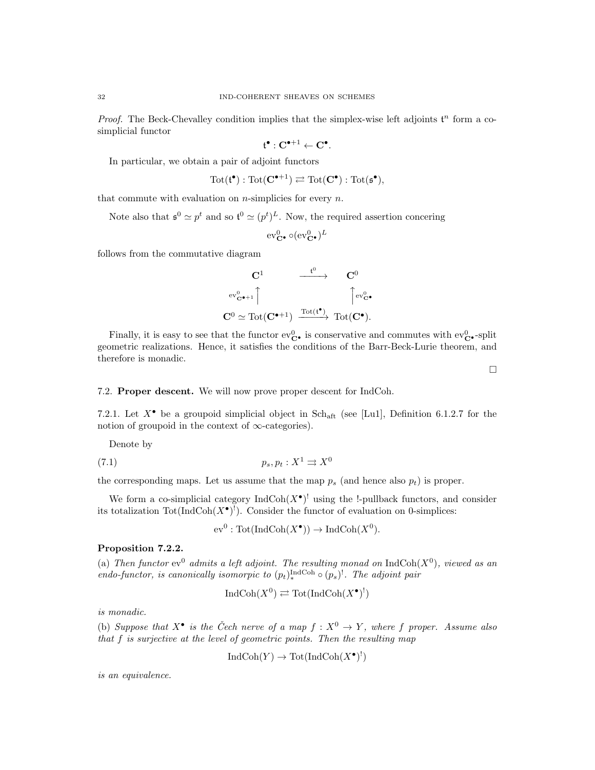*Proof.* The Beck-Chevalley condition implies that the simplex-wise left adjoints $\mathfrak{t}^n$ form a co-simplicial functor

$$\mathfrak{t}^\bullet : \mathbf{C}^{\bullet+1} \leftarrow \mathbf{C}^\bullet.$$

In particular, we obtain a pair of adjoint functors

$$\mathrm{Tot}(\mathfrak{t}^\bullet) : \mathrm{Tot}(\mathbf{C}^{\bullet+1}) \rightleftarrows \mathrm{Tot}(\mathbf{C}^\bullet) : \mathrm{Tot}(\mathfrak{s}^\bullet),$$

that commute with evaluation on $n$-simplicies for every $n$.

Note also that $\mathfrak{s}^0 \simeq p^t$ and so $\mathfrak{t}^0 \simeq (p^t)^L$. Now, the required assertion concering

$$\mathrm{ev}^0_{\mathbf{C}^\bullet} \circ (\mathrm{ev}^0_{\mathbf{C}^\bullet})^L$$

follows from the commutative diagram

$$\begin{array}{ccc} \mathbf{C}^1 & \xrightarrow{\mathfrak{t}^0} & \mathbf{C}^0 \\ {\scriptstyle \mathrm{ev}^0_{\mathbf{C}^{\bullet+1}}} \Big\uparrow & & \Big\uparrow {\scriptstyle \mathrm{ev}^0_{\mathbf{C}^\bullet}} \\ \mathbf{C}^0 \simeq \mathrm{Tot}(\mathbf{C}^{\bullet+1}) & \xrightarrow{\mathrm{Tot}(\mathfrak{t}^\bullet)} & \mathrm{Tot}(\mathbf{C}^\bullet). \end{array}$$

Finally, it is easy to see that the functor $\mathrm{ev}^0_{\mathbf{C}^\bullet}$ is conservative and commutes with $\mathrm{ev}^0_{\mathbf{C}^\bullet}$-split geometric realizations. Hence, it satisfies the conditions of the Barr-Beck-Lurie theorem, and therefore is monadic.

□

## 7.2. **Proper descent.**

We will now prove proper descent for IndCoh.

7.2.1. Let $X^\bullet$ be a groupoid simplicial object in $\mathrm{Sch}_{\mathrm{aft}}$ (see [Lu1], Definition 6.1.2.7 for the notion of groupoid in the context of $\infty$-categories).

Denote by

$$p_s, p_t : X^1 \rightrightarrows X^0 \tag{7.1}$$

the corresponding maps. Let us assume that the map $p_s$ (and hence also $p_t$) is proper.

We form a co-simplicial category $\mathrm{IndCoh}(X^\bullet)^!$ using the !-pullback functors, and consider its totalization $\mathrm{Tot}(\mathrm{IndCoh}(X^\bullet)^!)$. Consider the functor of evaluation on 0-simplices:

$$\mathrm{ev}^0 : \mathrm{Tot}(\mathrm{IndCoh}(X^\bullet)) \to \mathrm{IndCoh}(X^0).$$

**Proposition 7.2.2.**

(a) *Then functor* $\mathrm{ev}^0$ *admits a left adjoint. The resulting monad on* $\mathrm{IndCoh}(X^0)$*, viewed as an endo-functor, is canonically isomorpic to* $(p_t)^{\mathrm{IndCoh}}_* \circ (p_s)^!$*. The adjoint pair*

$$\mathrm{IndCoh}(X^0) \rightleftarrows \mathrm{Tot}(\mathrm{IndCoh}(X^\bullet)^!)$$

*is monadic.*

(b) *Suppose that* $X^\bullet$ *is the Čech nerve of a map* $f : X^0 \to Y$*, where* $f$ *proper. Assume also that* $f$ *is surjective at the level of geometric points. Then the resulting map*

$$\mathrm{IndCoh}(Y) \to \mathrm{Tot}(\mathrm{IndCoh}(X^\bullet)^!)$$

*is an equivalence.*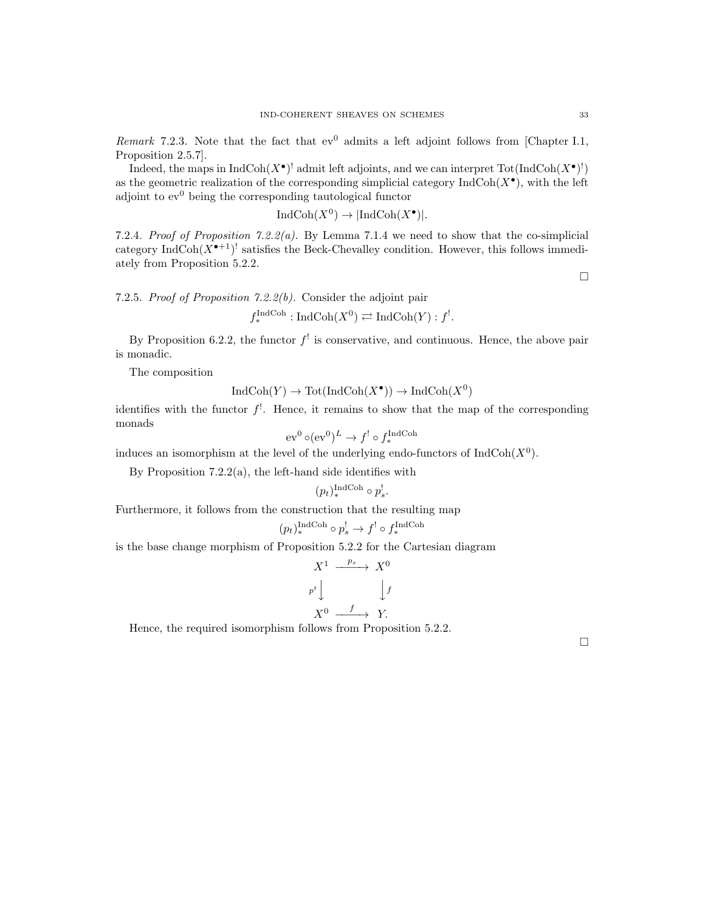*Remark* 7.2.3. Note that the fact that $\mathrm{ev}^0$ admits a left adjoint follows from [Chapter I.1, Proposition 2.5.7].

Indeed, the maps in $\mathrm{IndCoh}(X^\bullet)^!$ admit left adjoints, and we can interpret $\mathrm{Tot}(\mathrm{IndCoh}(X^\bullet)^!)$ as the geometric realization of the corresponding simplicial category $\mathrm{IndCoh}(X^\bullet)$, with the left adjoint to $\mathrm{ev}^0$ being the corresponding tautological functor

$$\mathrm{IndCoh}(X^0) \to |\mathrm{IndCoh}(X^\bullet)|.$$

7.2.4. *Proof of Proposition 7.2.2(a).* By Lemma 7.1.4 we need to show that the co-simplicial category $\mathrm{IndCoh}(X^{\bullet+1})^!$ satisfies the Beck-Chevalley condition. However, this follows immediately from Proposition 5.2.2.

□

7.2.5. *Proof of Proposition 7.2.2(b).* Consider the adjoint pair

$$f_*^{\mathrm{IndCoh}} : \mathrm{IndCoh}(X^0) \rightleftarrows \mathrm{IndCoh}(Y) : f^!.$$

By Proposition 6.2.2, the functor $f^!$ is conservative, and continuous. Hence, the above pair is monadic.

The composition

$$\mathrm{IndCoh}(Y) \to \mathrm{Tot}(\mathrm{IndCoh}(X^\bullet)) \to \mathrm{IndCoh}(X^0)$$

identifies with the functor $f^!$. Hence, it remains to show that the map of the corresponding monads

$$\mathrm{ev}^0 \circ (\mathrm{ev}^0)^L \to f^! \circ f_*^{\mathrm{IndCoh}}$$

induces an isomorphism at the level of the underlying endo-functors of $\mathrm{IndCoh}(X^0)$.

By Proposition 7.2.2(a), the left-hand side identifies with

$$(p_t)_*^{\mathrm{IndCoh}} \circ p_s^!.$$

Furthermore, it follows from the construction that the resulting map

$$(p_t)_*^{\mathrm{IndCoh}} \circ p_s^! \to f^! \circ f_*^{\mathrm{IndCoh}}$$

is the base change morphism of Proposition 5.2.2 for the Cartesian diagram

$$\begin{array}{ccc} X^1 & \xrightarrow{p_s} & X^0 \\ {\scriptstyle p^t}\downarrow & & \downarrow{\scriptstyle f} \\ X^0 & \xrightarrow{f} & Y. \end{array}$$

Hence, the required isomorphism follows from Proposition 5.2.2.

□